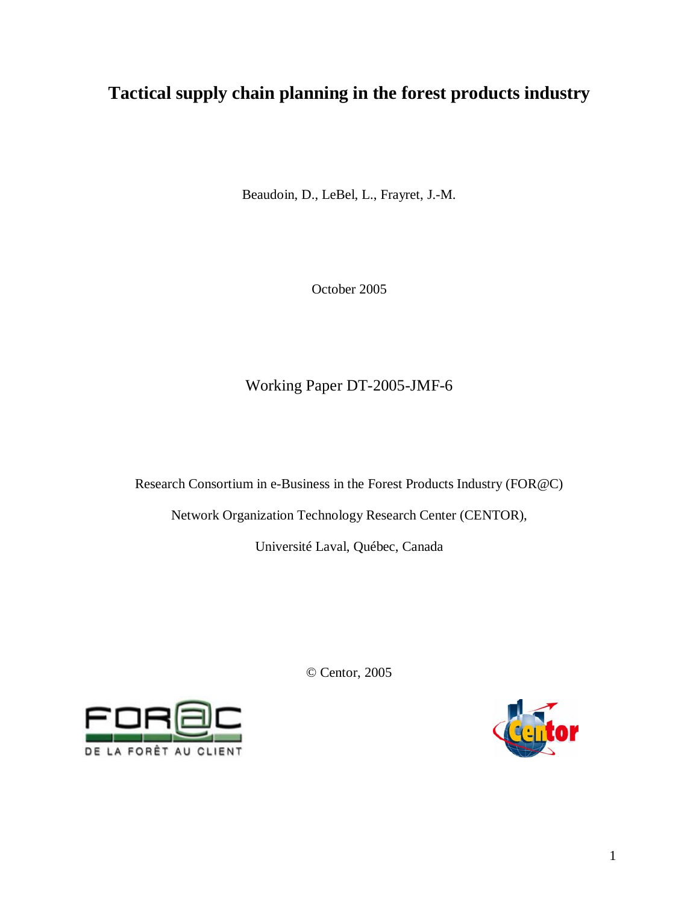# Tactical supply chain planning in the forest products industry

Beaudoin, D., LeBel, L., Frayret, J.-M.

October 2005

Working Paper DT-2005-JMF-6

Research Consortium in e-Business in the Forest Products Industry (FOR@C)

Network Organization Technology Research Center (CENTOR),

Université Laval, Québec, Canada

© Centor, 2005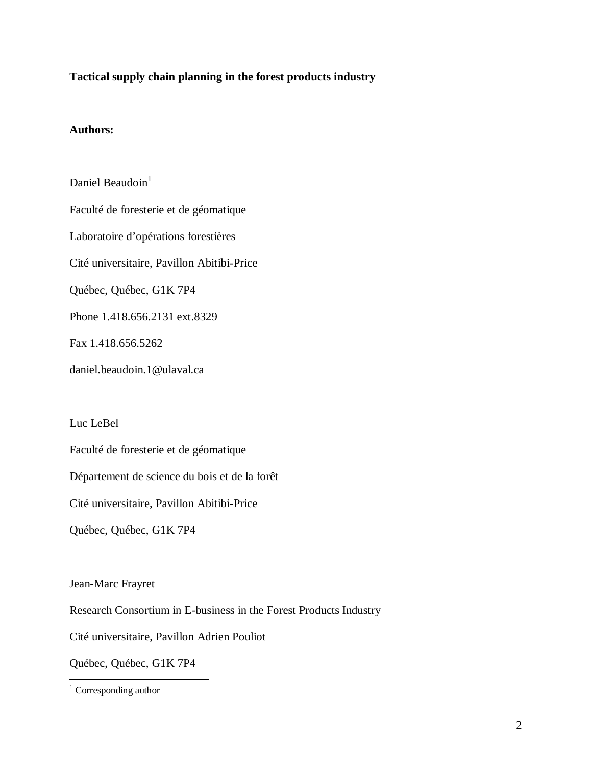**Tactical supply chain planning in the forest products industry**

**Authors:**

Daniel Beaudoin[1]

Faculté de foresterie et de géomatique

Laboratoire d'opérations forestières

Cité universitaire, Pavillon Abitibi-Price

Québec, Québec, G1K 7P4

Phone 1.418.656.2131 ext.8329

Fax 1.418.656.5262

daniel.beaudoin.1@ulaval.ca

Luc LeBel

Faculté de foresterie et de géomatique

Département de science du bois et de la forêt

Cité universitaire, Pavillon Abitibi-Price

Québec, Québec, G1K 7P4

Jean-Marc Frayret

Research Consortium in E-business in the Forest Products Industry

Cité universitaire, Pavillon Adrien Pouliot

Québec, Québec, G1K 7P4

---

[1] Corresponding author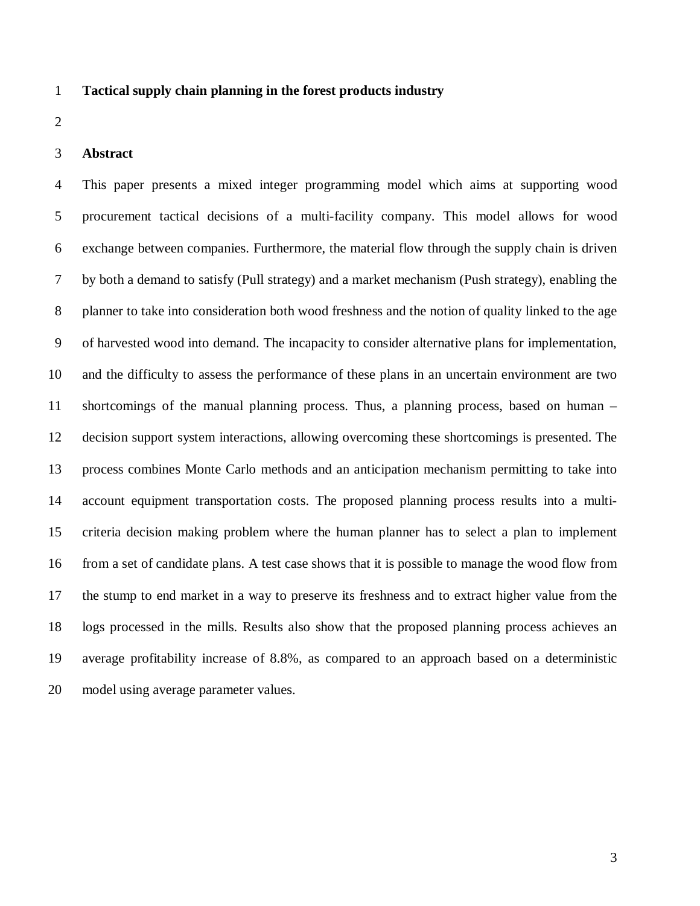# Tactical supply chain planning in the forest products industry

## Abstract

This paper presents a mixed integer programming model which aims at supporting wood procurement tactical decisions of a multi-facility company. This model allows for wood exchange between companies. Furthermore, the material flow through the supply chain is driven by both a demand to satisfy (Pull strategy) and a market mechanism (Push strategy), enabling the planner to take into consideration both wood freshness and the notion of quality linked to the age of harvested wood into demand. The incapacity to consider alternative plans for implementation, and the difficulty to assess the performance of these plans in an uncertain environment are two shortcomings of the manual planning process. Thus, a planning process, based on human – decision support system interactions, allowing overcoming these shortcomings is presented. The process combines Monte Carlo methods and an anticipation mechanism permitting to take into account equipment transportation costs. The proposed planning process results into a multi-criteria decision making problem where the human planner has to select a plan to implement from a set of candidate plans. A test case shows that it is possible to manage the wood flow from the stump to end market in a way to preserve its freshness and to extract higher value from the logs processed in the mills. Results also show that the proposed planning process achieves an average profitability increase of 8.8%, as compared to an approach based on a deterministic model using average parameter values.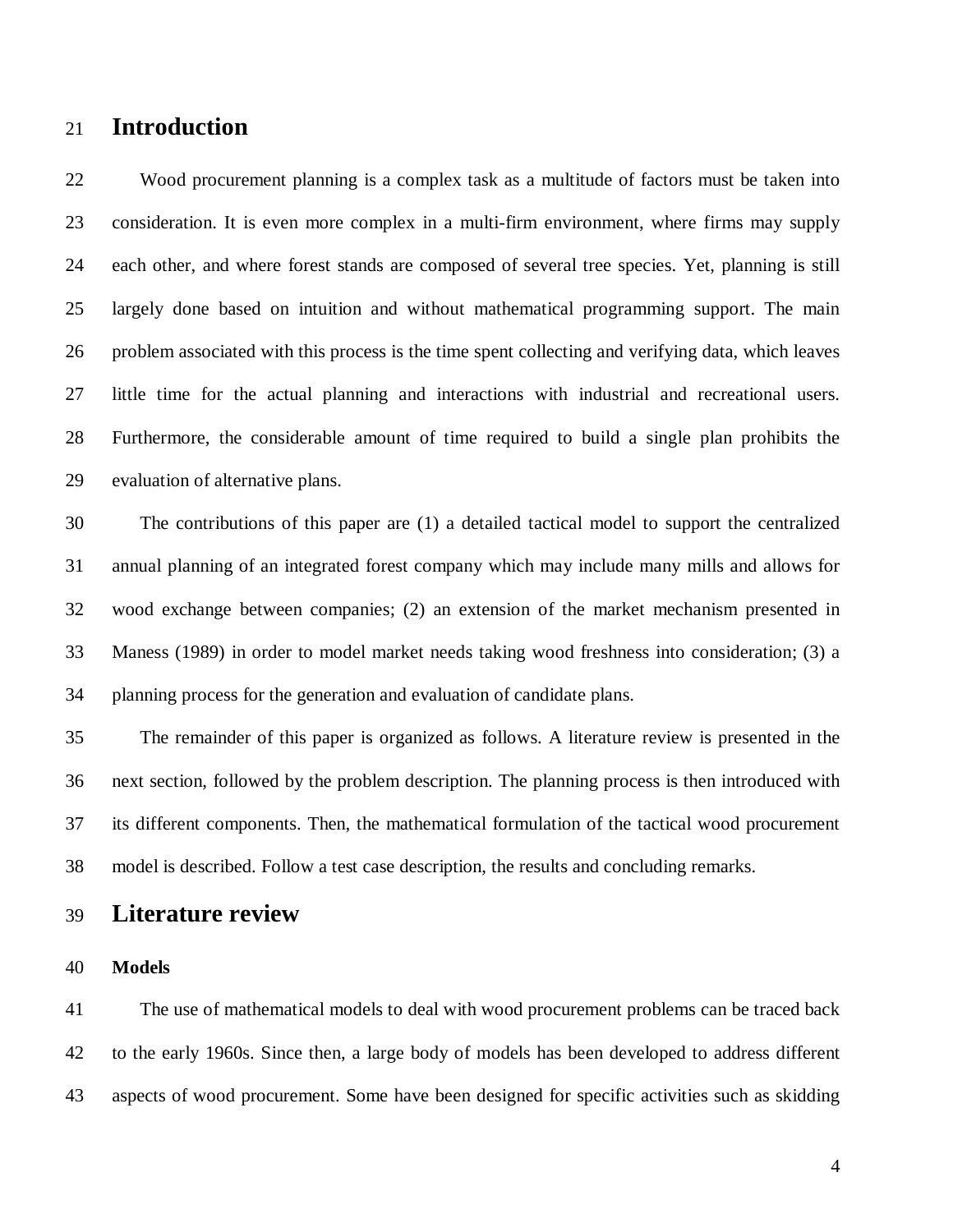# Introduction

Wood procurement planning is a complex task as a multitude of factors must be taken into consideration. It is even more complex in a multi-firm environment, where firms may supply each other, and where forest stands are composed of several tree species. Yet, planning is still largely done based on intuition and without mathematical programming support. The main problem associated with this process is the time spent collecting and verifying data, which leaves little time for the actual planning and interactions with industrial and recreational users. Furthermore, the considerable amount of time required to build a single plan prohibits the evaluation of alternative plans.

The contributions of this paper are (1) a detailed tactical model to support the centralized annual planning of an integrated forest company which may include many mills and allows for wood exchange between companies; (2) an extension of the market mechanism presented in Maness (1989) in order to model market needs taking wood freshness into consideration; (3) a planning process for the generation and evaluation of candidate plans.

The remainder of this paper is organized as follows. A literature review is presented in the next section, followed by the problem description. The planning process is then introduced with its different components. Then, the mathematical formulation of the tactical wood procurement model is described. Follow a test case description, the results and concluding remarks.

# Literature review

### Models

The use of mathematical models to deal with wood procurement problems can be traced back to the early 1960s. Since then, a large body of models has been developed to address different aspects of wood procurement. Some have been designed for specific activities such as skidding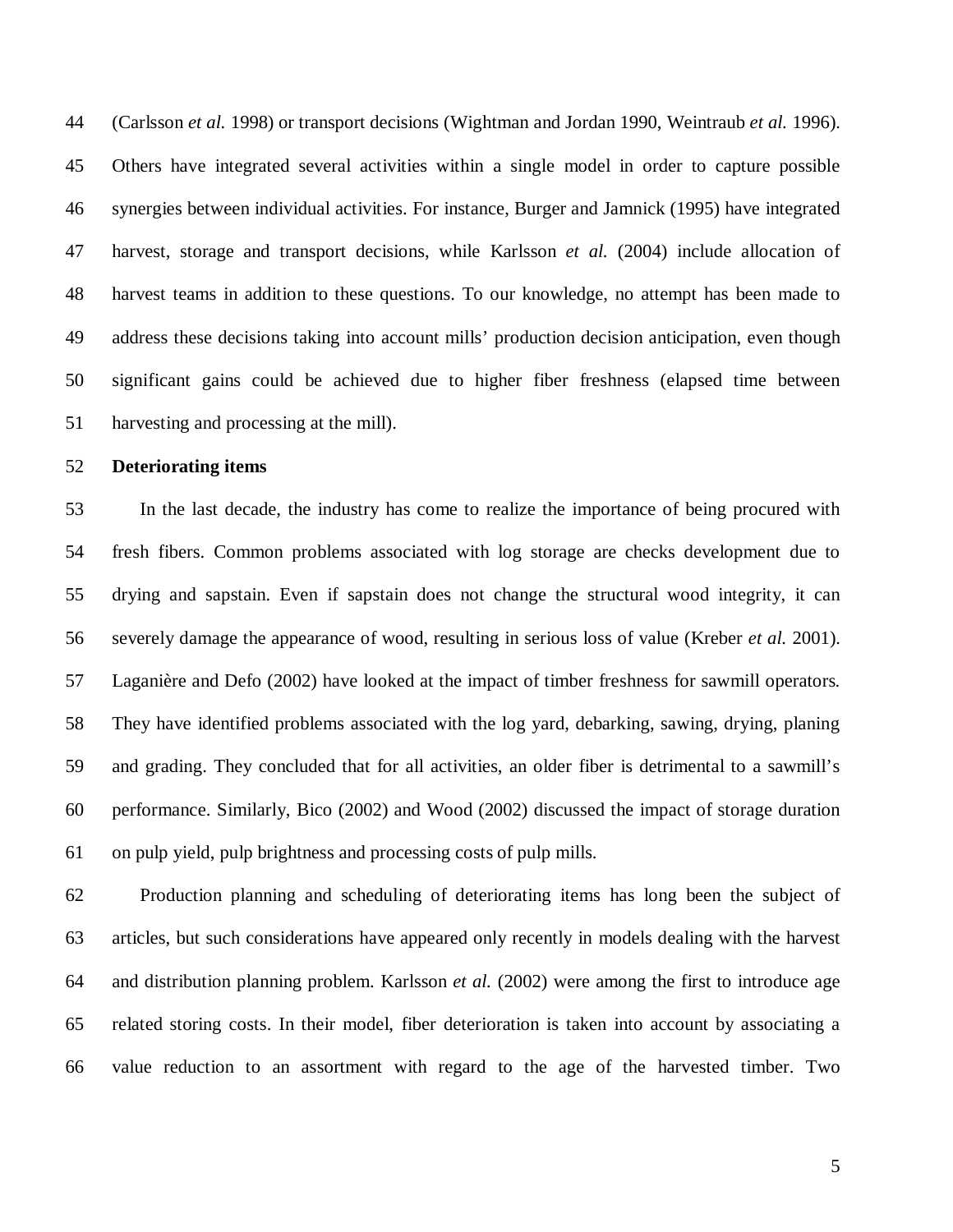(Carlsson *et al.* 1998) or transport decisions (Wightman and Jordan 1990, Weintraub *et al.* 1996). Others have integrated several activities within a single model in order to capture possible synergies between individual activities. For instance, Burger and Jamnick (1995) have integrated harvest, storage and transport decisions, while Karlsson *et al.* (2004) include allocation of harvest teams in addition to these questions. To our knowledge, no attempt has been made to address these decisions taking into account mills' production decision anticipation, even though significant gains could be achieved due to higher fiber freshness (elapsed time between harvesting and processing at the mill).

**Deteriorating items**

In the last decade, the industry has come to realize the importance of being procured with fresh fibers. Common problems associated with log storage are checks development due to drying and sapstain. Even if sapstain does not change the structural wood integrity, it can severely damage the appearance of wood, resulting in serious loss of value (Kreber *et al.* 2001). Laganière and Defo (2002) have looked at the impact of timber freshness for sawmill operators. They have identified problems associated with the log yard, debarking, sawing, drying, planing and grading. They concluded that for all activities, an older fiber is detrimental to a sawmill's performance. Similarly, Bico (2002) and Wood (2002) discussed the impact of storage duration on pulp yield, pulp brightness and processing costs of pulp mills.

Production planning and scheduling of deteriorating items has long been the subject of articles, but such considerations have appeared only recently in models dealing with the harvest and distribution planning problem. Karlsson *et al.* (2002) were among the first to introduce age related storing costs. In their model, fiber deterioration is taken into account by associating a value reduction to an assortment with regard to the age of the harvested timber. Two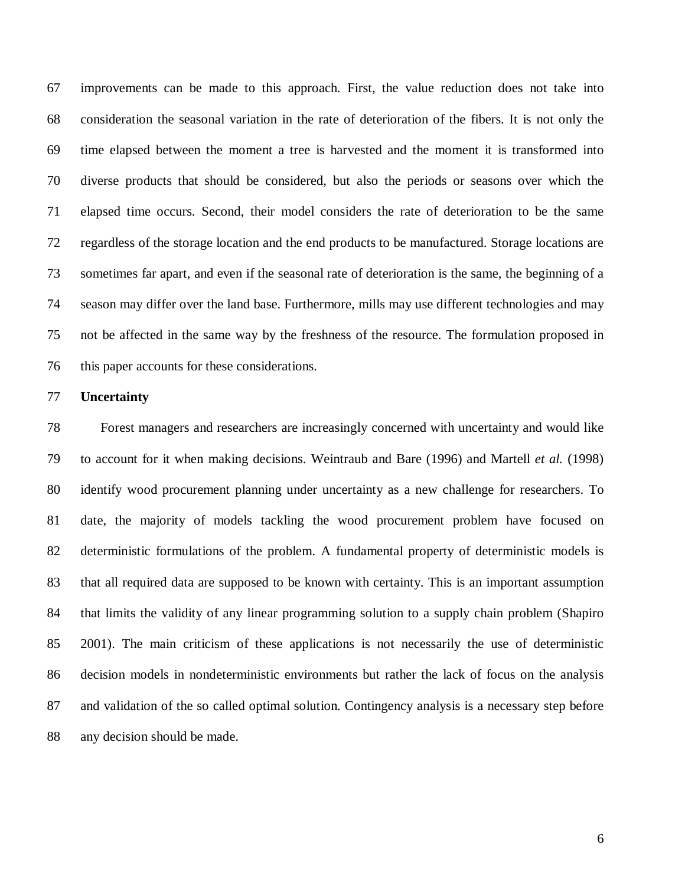improvements can be made to this approach. First, the value reduction does not take into consideration the seasonal variation in the rate of deterioration of the fibers. It is not only the time elapsed between the moment a tree is harvested and the moment it is transformed into diverse products that should be considered, but also the periods or seasons over which the elapsed time occurs. Second, their model considers the rate of deterioration to be the same regardless of the storage location and the end products to be manufactured. Storage locations are sometimes far apart, and even if the seasonal rate of deterioration is the same, the beginning of a season may differ over the land base. Furthermore, mills may use different technologies and may not be affected in the same way by the freshness of the resource. The formulation proposed in this paper accounts for these considerations.

**Uncertainty**

Forest managers and researchers are increasingly concerned with uncertainty and would like to account for it when making decisions. Weintraub and Bare (1996) and Martell *et al.* (1998) identify wood procurement planning under uncertainty as a new challenge for researchers. To date, the majority of models tackling the wood procurement problem have focused on deterministic formulations of the problem. A fundamental property of deterministic models is that all required data are supposed to be known with certainty. This is an important assumption that limits the validity of any linear programming solution to a supply chain problem (Shapiro 2001). The main criticism of these applications is not necessarily the use of deterministic decision models in nondeterministic environments but rather the lack of focus on the analysis and validation of the so called optimal solution. Contingency analysis is a necessary step before any decision should be made.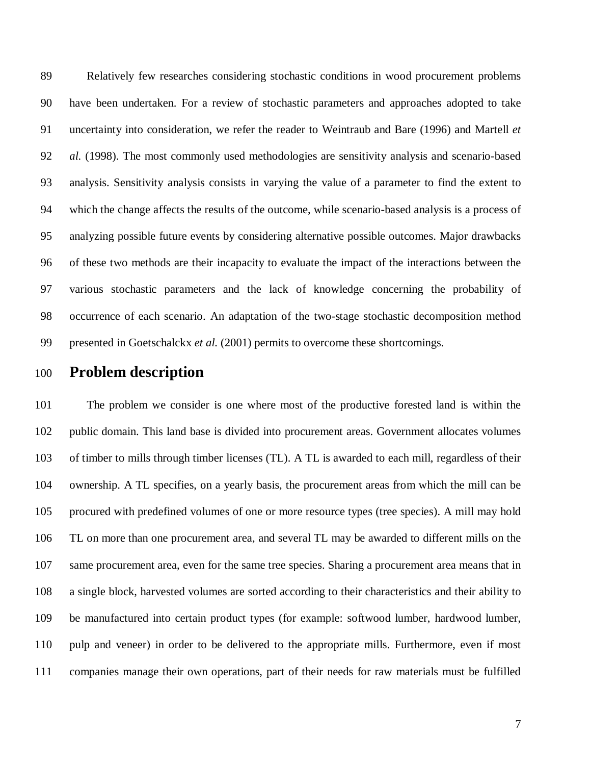Relatively few researches considering stochastic conditions in wood procurement problems have been undertaken. For a review of stochastic parameters and approaches adopted to take uncertainty into consideration, we refer the reader to Weintraub and Bare (1996) and Martell *et al.* (1998). The most commonly used methodologies are sensitivity analysis and scenario-based analysis. Sensitivity analysis consists in varying the value of a parameter to find the extent to which the change affects the results of the outcome, while scenario-based analysis is a process of analyzing possible future events by considering alternative possible outcomes. Major drawbacks of these two methods are their incapacity to evaluate the impact of the interactions between the various stochastic parameters and the lack of knowledge concerning the probability of occurrence of each scenario. An adaptation of the two-stage stochastic decomposition method presented in Goetschalckx *et al.* (2001) permits to overcome these shortcomings.

# Problem description

The problem we consider is one where most of the productive forested land is within the public domain. This land base is divided into procurement areas. Government allocates volumes of timber to mills through timber licenses (TL). A TL is awarded to each mill, regardless of their ownership. A TL specifies, on a yearly basis, the procurement areas from which the mill can be procured with predefined volumes of one or more resource types (tree species). A mill may hold TL on more than one procurement area, and several TL may be awarded to different mills on the same procurement area, even for the same tree species. Sharing a procurement area means that in a single block, harvested volumes are sorted according to their characteristics and their ability to be manufactured into certain product types (for example: softwood lumber, hardwood lumber, pulp and veneer) in order to be delivered to the appropriate mills. Furthermore, even if most companies manage their own operations, part of their needs for raw materials must be fulfilled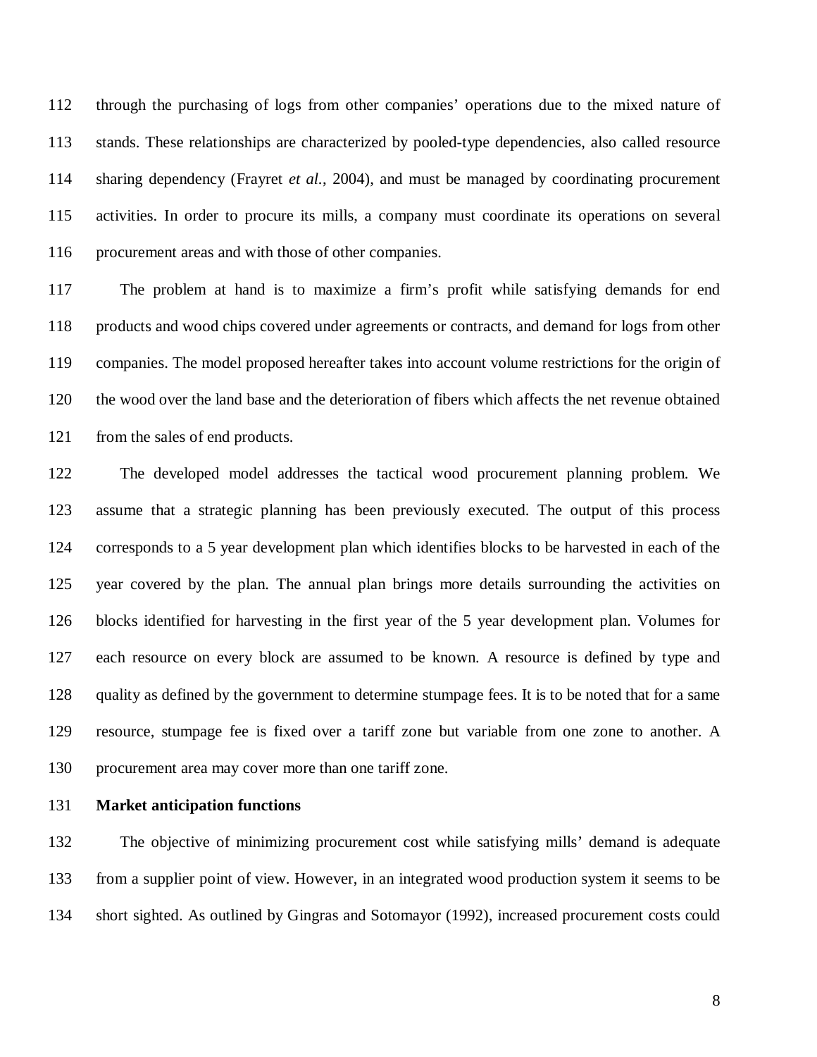through the purchasing of logs from other companies' operations due to the mixed nature of stands. These relationships are characterized by pooled-type dependencies, also called resource sharing dependency (Frayret *et al.*, 2004), and must be managed by coordinating procurement activities. In order to procure its mills, a company must coordinate its operations on several procurement areas and with those of other companies.

The problem at hand is to maximize a firm's profit while satisfying demands for end products and wood chips covered under agreements or contracts, and demand for logs from other companies. The model proposed hereafter takes into account volume restrictions for the origin of the wood over the land base and the deterioration of fibers which affects the net revenue obtained from the sales of end products.

The developed model addresses the tactical wood procurement planning problem. We assume that a strategic planning has been previously executed. The output of this process corresponds to a 5 year development plan which identifies blocks to be harvested in each of the year covered by the plan. The annual plan brings more details surrounding the activities on blocks identified for harvesting in the first year of the 5 year development plan. Volumes for each resource on every block are assumed to be known. A resource is defined by type and quality as defined by the government to determine stumpage fees. It is to be noted that for a same resource, stumpage fee is fixed over a tariff zone but variable from one zone to another. A procurement area may cover more than one tariff zone.

**Market anticipation functions**

The objective of minimizing procurement cost while satisfying mills' demand is adequate from a supplier point of view. However, in an integrated wood production system it seems to be short sighted. As outlined by Gingras and Sotomayor (1992), increased procurement costs could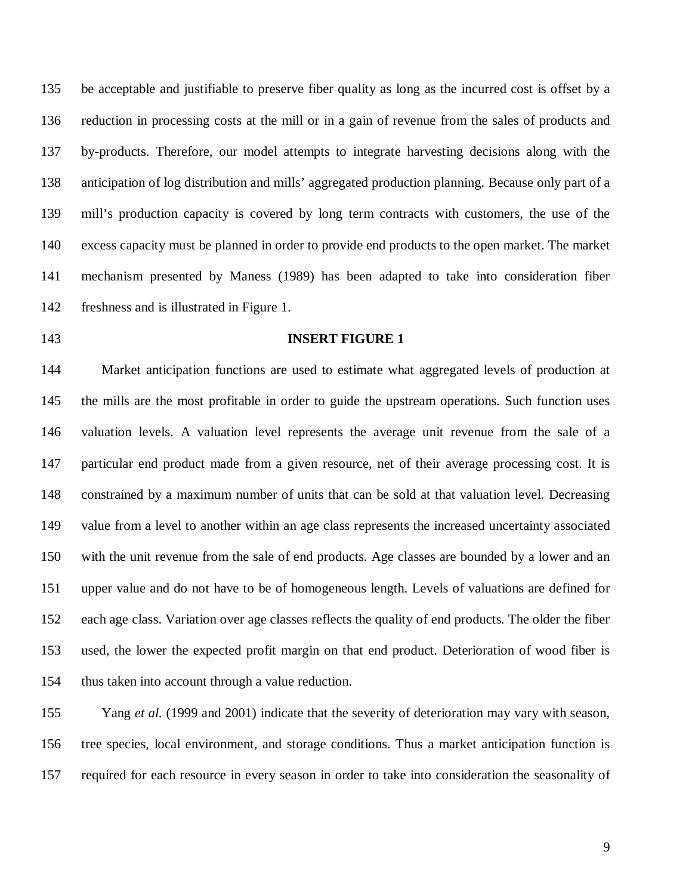be acceptable and justifiable to preserve fiber quality as long as the incurred cost is offset by a reduction in processing costs at the mill or in a gain of revenue from the sales of products and by-products. Therefore, our model attempts to integrate harvesting decisions along with the anticipation of log distribution and mills' aggregated production planning. Because only part of a mill's production capacity is covered by long term contracts with customers, the use of the excess capacity must be planned in order to provide end products to the open market. The market mechanism presented by Maness (1989) has been adapted to take into consideration fiber freshness and is illustrated in Figure 1.

**INSERT FIGURE 1**

Market anticipation functions are used to estimate what aggregated levels of production at the mills are the most profitable in order to guide the upstream operations. Such function uses valuation levels. A valuation level represents the average unit revenue from the sale of a particular end product made from a given resource, net of their average processing cost. It is constrained by a maximum number of units that can be sold at that valuation level. Decreasing value from a level to another within an age class represents the increased uncertainty associated with the unit revenue from the sale of end products. Age classes are bounded by a lower and an upper value and do not have to be of homogeneous length. Levels of valuations are defined for each age class. Variation over age classes reflects the quality of end products. The older the fiber used, the lower the expected profit margin on that end product. Deterioration of wood fiber is thus taken into account through a value reduction.

Yang *et al.* (1999 and 2001) indicate that the severity of deterioration may vary with season, tree species, local environment, and storage conditions. Thus a market anticipation function is required for each resource in every season in order to take into consideration the seasonality of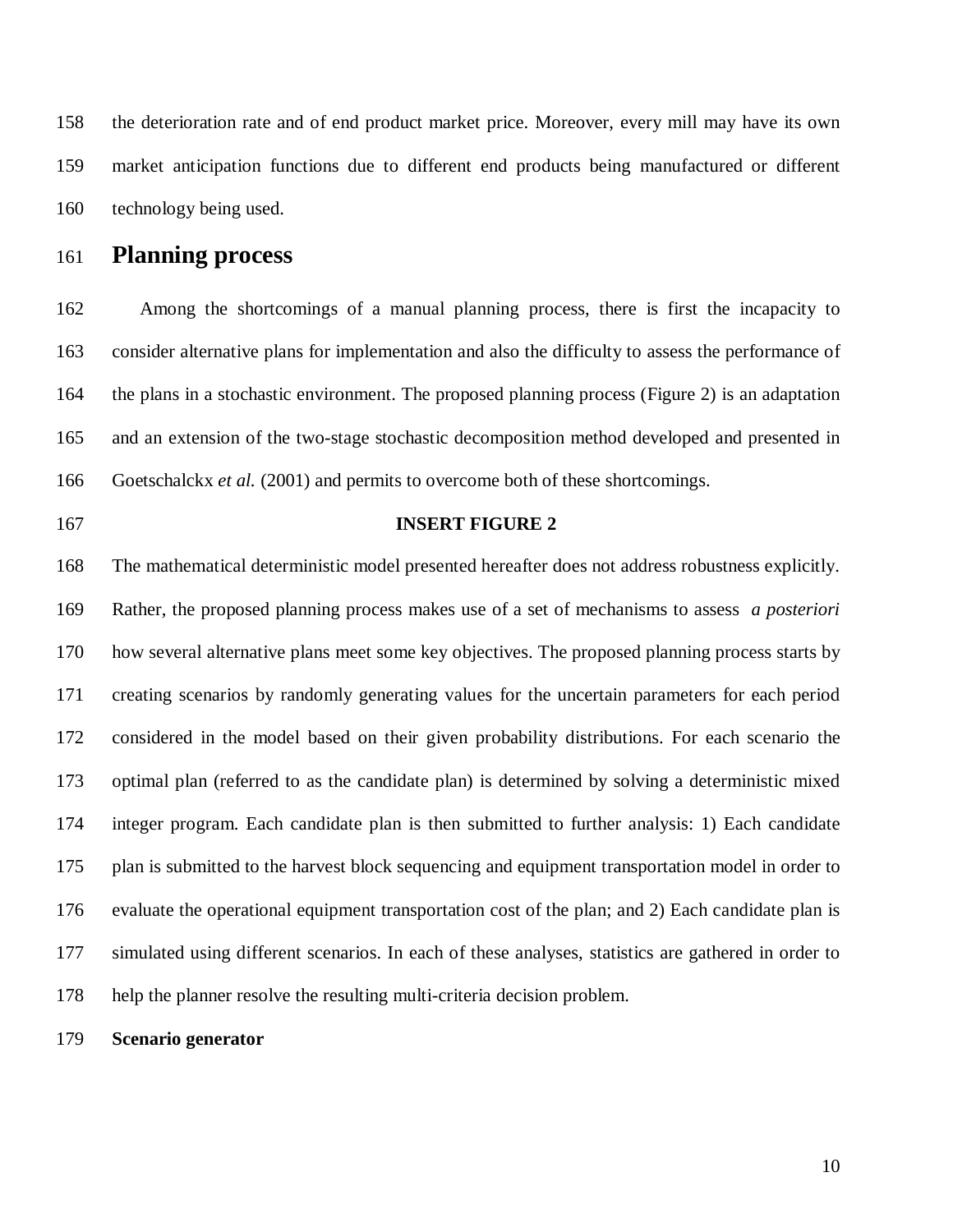the deterioration rate and of end product market price. Moreover, every mill may have its own market anticipation functions due to different end products being manufactured or different technology being used.

# Planning process

Among the shortcomings of a manual planning process, there is first the incapacity to consider alternative plans for implementation and also the difficulty to assess the performance of the plans in a stochastic environment. The proposed planning process (Figure 2) is an adaptation and an extension of the two-stage stochastic decomposition method developed and presented in Goetschalckx *et al.* (2001) and permits to overcome both of these shortcomings.

**INSERT FIGURE 2**

The mathematical deterministic model presented hereafter does not address robustness explicitly. Rather, the proposed planning process makes use of a set of mechanisms to assess *a posteriori* how several alternative plans meet some key objectives. The proposed planning process starts by creating scenarios by randomly generating values for the uncertain parameters for each period considered in the model based on their given probability distributions. For each scenario the optimal plan (referred to as the candidate plan) is determined by solving a deterministic mixed integer program. Each candidate plan is then submitted to further analysis: 1) Each candidate plan is submitted to the harvest block sequencing and equipment transportation model in order to evaluate the operational equipment transportation cost of the plan; and 2) Each candidate plan is simulated using different scenarios. In each of these analyses, statistics are gathered in order to help the planner resolve the resulting multi-criteria decision problem.

**Scenario generator**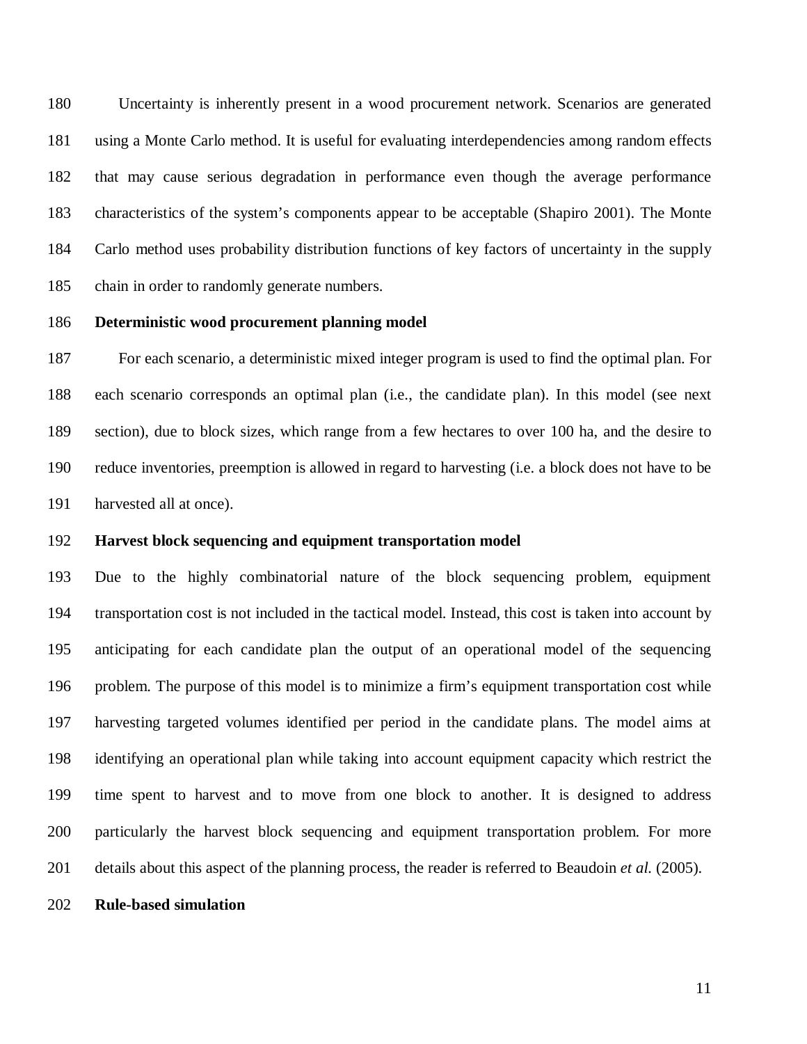Uncertainty is inherently present in a wood procurement network. Scenarios are generated using a Monte Carlo method. It is useful for evaluating interdependencies among random effects that may cause serious degradation in performance even though the average performance characteristics of the system's components appear to be acceptable (Shapiro 2001). The Monte Carlo method uses probability distribution functions of key factors of uncertainty in the supply chain in order to randomly generate numbers.

**Deterministic wood procurement planning model**

For each scenario, a deterministic mixed integer program is used to find the optimal plan. For each scenario corresponds an optimal plan (i.e., the candidate plan). In this model (see next section), due to block sizes, which range from a few hectares to over 100 ha, and the desire to reduce inventories, preemption is allowed in regard to harvesting (i.e. a block does not have to be harvested all at once).

**Harvest block sequencing and equipment transportation model**

Due to the highly combinatorial nature of the block sequencing problem, equipment transportation cost is not included in the tactical model. Instead, this cost is taken into account by anticipating for each candidate plan the output of an operational model of the sequencing problem. The purpose of this model is to minimize a firm's equipment transportation cost while harvesting targeted volumes identified per period in the candidate plans. The model aims at identifying an operational plan while taking into account equipment capacity which restrict the time spent to harvest and to move from one block to another. It is designed to address particularly the harvest block sequencing and equipment transportation problem. For more details about this aspect of the planning process, the reader is referred to Beaudoin *et al.* (2005).

**Rule-based simulation**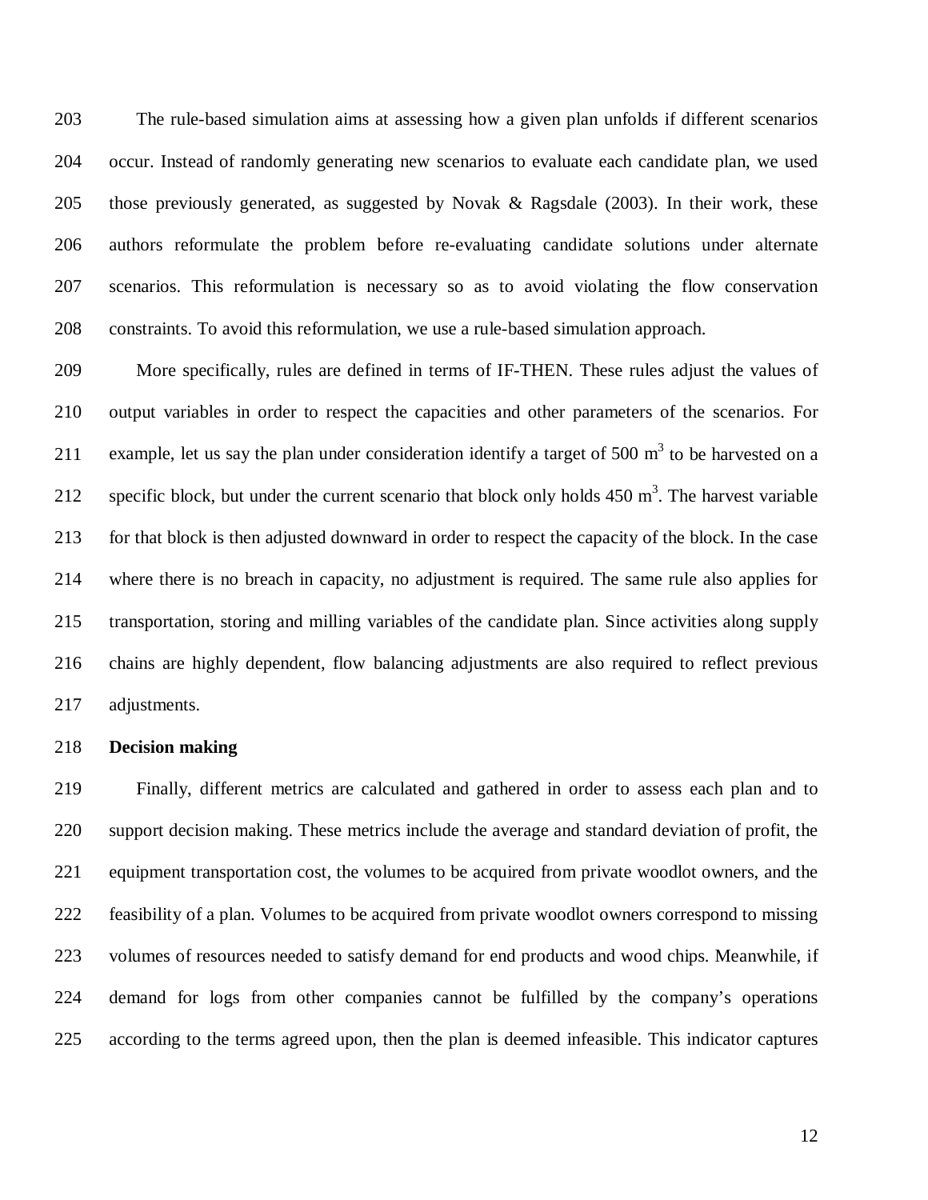The rule-based simulation aims at assessing how a given plan unfolds if different scenarios occur. Instead of randomly generating new scenarios to evaluate each candidate plan, we used those previously generated, as suggested by Novak & Ragsdale (2003). In their work, these authors reformulate the problem before re-evaluating candidate solutions under alternate scenarios. This reformulation is necessary so as to avoid violating the flow conservation constraints. To avoid this reformulation, we use a rule-based simulation approach.

More specifically, rules are defined in terms of IF-THEN. These rules adjust the values of output variables in order to respect the capacities and other parameters of the scenarios. For example, let us say the plan under consideration identify a target of 500 $m^3$ to be harvested on a specific block, but under the current scenario that block only holds 450 $m^3$. The harvest variable for that block is then adjusted downward in order to respect the capacity of the block. In the case where there is no breach in capacity, no adjustment is required. The same rule also applies for transportation, storing and milling variables of the candidate plan. Since activities along supply chains are highly dependent, flow balancing adjustments are also required to reflect previous adjustments.

**Decision making**

Finally, different metrics are calculated and gathered in order to assess each plan and to support decision making. These metrics include the average and standard deviation of profit, the equipment transportation cost, the volumes to be acquired from private woodlot owners, and the feasibility of a plan. Volumes to be acquired from private woodlot owners correspond to missing volumes of resources needed to satisfy demand for end products and wood chips. Meanwhile, if demand for logs from other companies cannot be fulfilled by the company's operations according to the terms agreed upon, then the plan is deemed infeasible. This indicator captures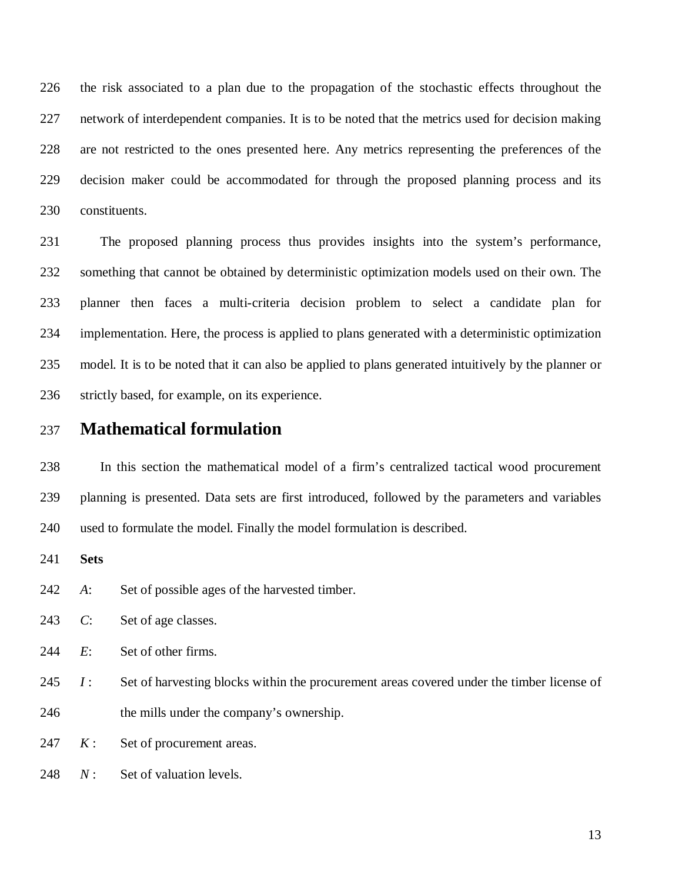the risk associated to a plan due to the propagation of the stochastic effects throughout the network of interdependent companies. It is to be noted that the metrics used for decision making are not restricted to the ones presented here. Any metrics representing the preferences of the decision maker could be accommodated for through the proposed planning process and its constituents.

The proposed planning process thus provides insights into the system's performance, something that cannot be obtained by deterministic optimization models used on their own. The planner then faces a multi-criteria decision problem to select a candidate plan for implementation. Here, the process is applied to plans generated with a deterministic optimization model. It is to be noted that it can also be applied to plans generated intuitively by the planner or strictly based, for example, on its experience.

# Mathematical formulation

In this section the mathematical model of a firm's centralized tactical wood procurement planning is presented. Data sets are first introduced, followed by the parameters and variables used to formulate the model. Finally the model formulation is described.

**Sets**

$A$: Set of possible ages of the harvested timber.

$C$: Set of age classes.

$E$: Set of other firms.

$I$: Set of harvesting blocks within the procurement areas covered under the timber license of the mills under the company's ownership.

$K$: Set of procurement areas.

$N$: Set of valuation levels.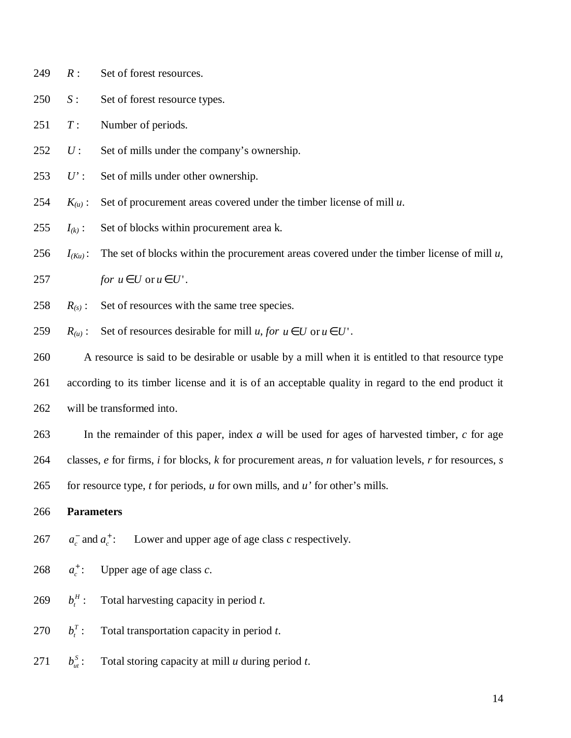$R$ : Set of forest resources.

$S$ : Set of forest resource types.

$T$ : Number of periods.

$U$ : Set of mills under the company's ownership.

$U'$ : Set of mills under other ownership.

$K_{(u)}$ : Set of procurement areas covered under the timber license of mill *u*.

$I_{(k)}$ : Set of blocks within procurement area k.

$I_{(Ku)}$ : The set of blocks within the procurement areas covered under the timber license of mill *u*, *for* $u \in U$ or $u \in U'$.

$R_{(s)}$ : Set of resources with the same tree species.

$R_{(u)}$ : Set of resources desirable for mill *u*, *for* $u \in U$ or $u \in U'$.

A resource is said to be desirable or usable by a mill when it is entitled to that resource type according to its timber license and it is of an acceptable quality in regard to the end product it will be transformed into.

In the remainder of this paper, index *a* will be used for ages of harvested timber, *c* for age classes, *e* for firms, *i* for blocks, *k* for procurement areas, *n* for valuation levels, *r* for resources, *s* for resource type, *t* for periods, *u* for own mills, and *u'* for other's mills.

**Parameters**

$a_c^-$ and $a_c^+$: Lower and upper age of age class *c* respectively.

$a_c^+$: Upper age of age class *c*.

$b_t^H$ : Total harvesting capacity in period *t*.

$b_t^T$ : Total transportation capacity in period *t*.

$b_{ut}^S$ : Total storing capacity at mill *u* during period *t*.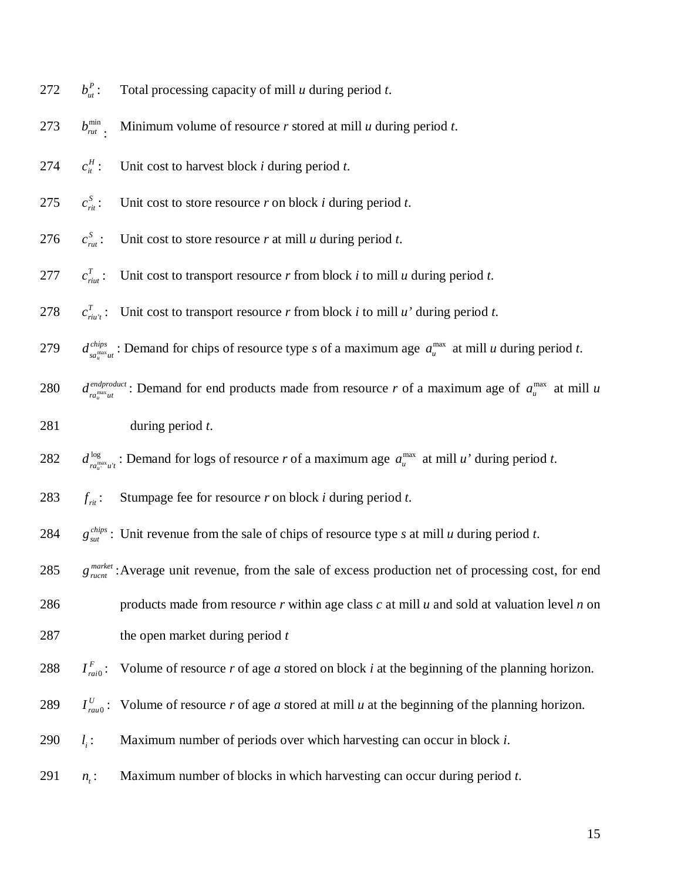$b_{ut}^{P}$: Total processing capacity of mill *u* during period *t*.

$b_{rut}^{\min}$: Minimum volume of resource *r* stored at mill *u* during period *t*.

$c_{it}^{H}$: Unit cost to harvest block *i* during period *t*.

$c_{rit}^{S}$: Unit cost to store resource *r* on block *i* during period *t*.

$c_{rut}^{S}$: Unit cost to store resource *r* at mill *u* during period *t*.

$c_{riut}^{T}$: Unit cost to transport resource *r* from block *i* to mill *u* during period *t*.

$c_{riu't}^{T}$: Unit cost to transport resource *r* from block *i* to mill *u'* during period *t*.

$d_{sa_u^{\max}ut}^{chips}$: Demand for chips of resource type *s* of a maximum age $a_u^{\max}$ at mill *u* during period *t*.

$d_{ra_u^{\max}ut}^{endproduct}$: Demand for end products made from resource *r* of a maximum age of $a_u^{\max}$ at mill *u* during period *t*.

$d_{ra_{u'}^{\max}u't}^{\log}$: Demand for logs of resource *r* of a maximum age $a_u^{\max}$ at mill *u'* during period *t*.

$f_{rit}$: Stumpage fee for resource *r* on block *i* during period *t*.

$g_{sut}^{chips}$: Unit revenue from the sale of chips of resource type *s* at mill *u* during period *t*.

$g_{rucnt}^{market}$: Average unit revenue, from the sale of excess production net of processing cost, for end products made from resource *r* within age class *c* at mill *u* and sold at valuation level *n* on the open market during period *t*

$I_{rai0}^{F}$: Volume of resource *r* of age *a* stored on block *i* at the beginning of the planning horizon.

$I_{rau0}^{U}$: Volume of resource *r* of age *a* stored at mill *u* at the beginning of the planning horizon.

$l_i$: Maximum number of periods over which harvesting can occur in block *i*.

$n_t$: Maximum number of blocks in which harvesting can occur during period *t*.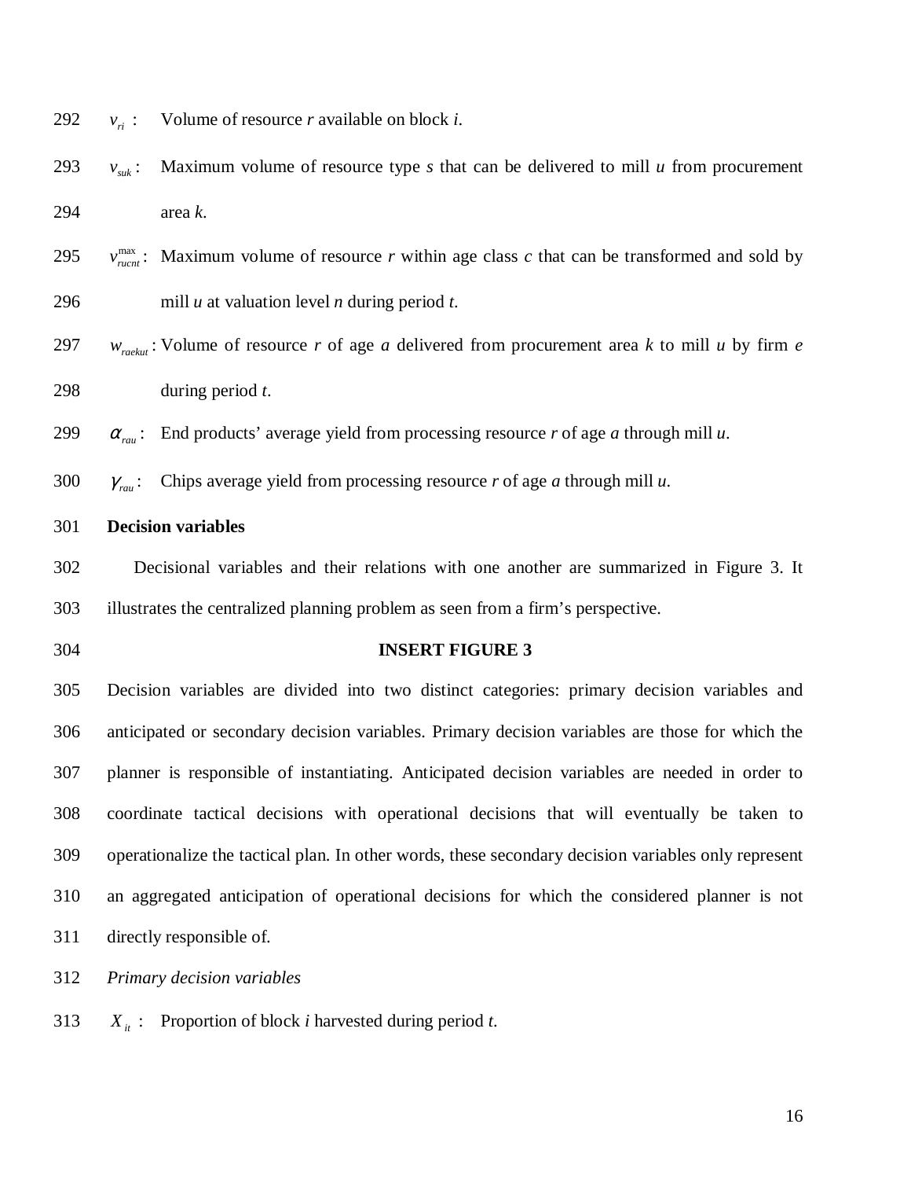$v_{ri}$ : Volume of resource *r* available on block *i*.

$v_{suk}$ : Maximum volume of resource type *s* that can be delivered to mill *u* from procurement area *k*.

$v_{rucnt}^{\max}$ : Maximum volume of resource *r* within age class *c* that can be transformed and sold by mill *u* at valuation level *n* during period *t*.

$w_{raekut}$ : Volume of resource *r* of age *a* delivered from procurement area *k* to mill *u* by firm *e* during period *t*.

$\alpha_{rau}$ : End products' average yield from processing resource *r* of age *a* through mill *u*.

$\gamma_{rau}$ : Chips average yield from processing resource *r* of age *a* through mill *u*.

**Decision variables**

Decisional variables and their relations with one another are summarized in Figure 3. It illustrates the centralized planning problem as seen from a firm's perspective.

**INSERT FIGURE 3**

Decision variables are divided into two distinct categories: primary decision variables and anticipated or secondary decision variables. Primary decision variables are those for which the planner is responsible of instantiating. Anticipated decision variables are needed in order to coordinate tactical decisions with operational decisions that will eventually be taken to operationalize the tactical plan. In other words, these secondary decision variables only represent an aggregated anticipation of operational decisions for which the considered planner is not directly responsible of.

*Primary decision variables*

$X_{it}$ : Proportion of block *i* harvested during period *t*.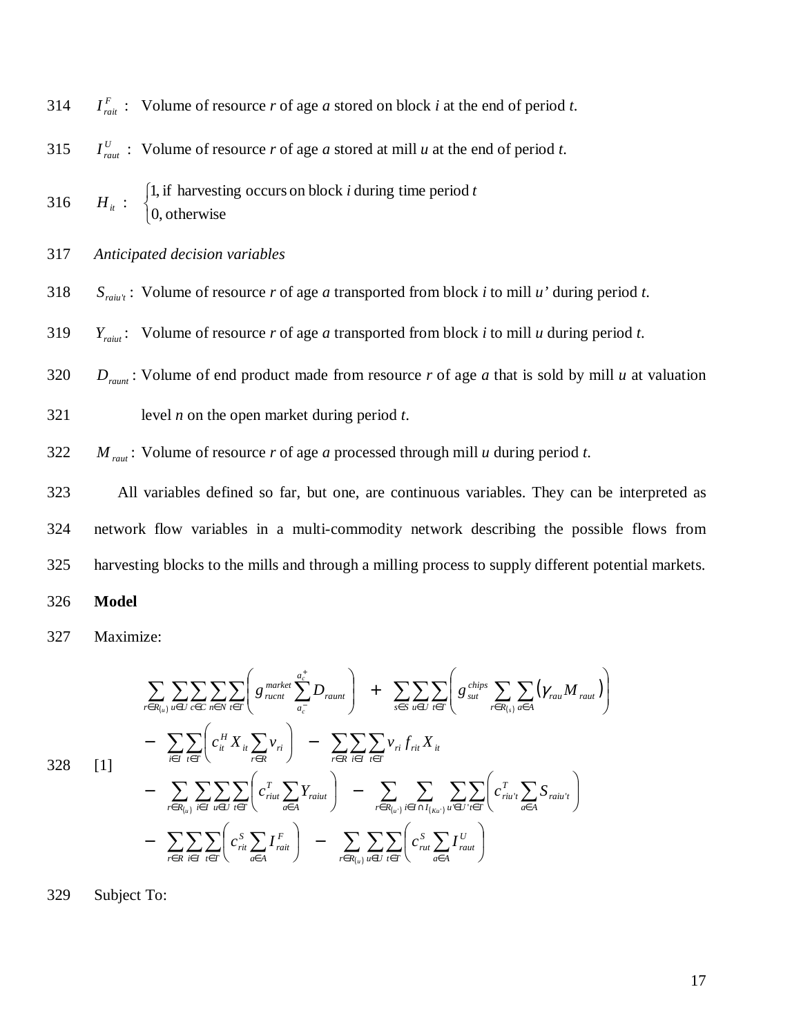$I^F_{rait}$ : Volume of resource *r* of age *a* stored on block *i* at the end of period *t*.

$I^U_{raut}$ : Volume of resource *r* of age *a* stored at mill *u* at the end of period *t*.

$H_{it}$ : $\begin{cases} 1, \text{if harvesting occurs on block } i \text{ during time period } t \\ 0, \text{otherwise} \end{cases}$

*Anticipated decision variables*

$S_{raiu't}$ : Volume of resource *r* of age *a* transported from block *i* to mill *u'* during period *t*.

$Y_{raiut}$ : Volume of resource *r* of age *a* transported from block *i* to mill *u* during period *t*.

$D_{raunt}$ : Volume of end product made from resource *r* of age *a* that is sold by mill *u* at valuation level *n* on the open market during period *t*.

$M_{raut}$ : Volume of resource *r* of age *a* processed through mill *u* during period *t*.

All variables defined so far, but one, are continuous variables. They can be interpreted as network flow variables in a multi-commodity network describing the possible flows from harvesting blocks to the mills and through a milling process to supply different potential markets.

**Model**

Maximize:

$$
\begin{aligned}
&\sum_{r\in R_{(u)}}\sum_{u\in U}\sum_{c\in C}\sum_{n\in N}\sum_{t\in T}\left(g^{market}_{rucnt}\sum_{a_c^-}^{a_c^+} D_{raunt}\right) + \sum_{s\in S}\sum_{u\in U}\sum_{t\in T}\left(g^{chips}_{sut}\sum_{r\in R_{(s)}}\sum_{a\in A}\left(\gamma_{rau} M_{raut}\right)\right) \\
&- \sum_{i\in I}\sum_{t\in T}\left(c^H_{it} X_{it}\sum_{r\in R} v_{ri}\right) - \sum_{r\in R}\sum_{i\in I}\sum_{t\in T} v_{ri} f_{rit} X_{it} \\
&- \sum_{r\in R_{(u)}}\sum_{i\in I}\sum_{u\in U}\sum_{t\in T}\left(c^T_{riut}\sum_{a\in A} Y_{raiut}\right) - \sum_{r\in R_{(u')}}\sum_{i\in I\cap I_{(Ku')}}\sum_{u'\in U'}\sum_{t\in T}\left(c^T_{riu't}\sum_{a\in A} S_{raiu't}\right) \\
&- \sum_{r\in R}\sum_{i\in I}\sum_{t\in T}\left(c^S_{rit}\sum_{a\in A} I^F_{rait}\right) - \sum_{r\in R_{(u)}}\sum_{u\in U}\sum_{t\in T}\left(c^S_{rut}\sum_{a\in A} I^U_{raut}\right)
\end{aligned} \qquad [1]
$$

Subject To: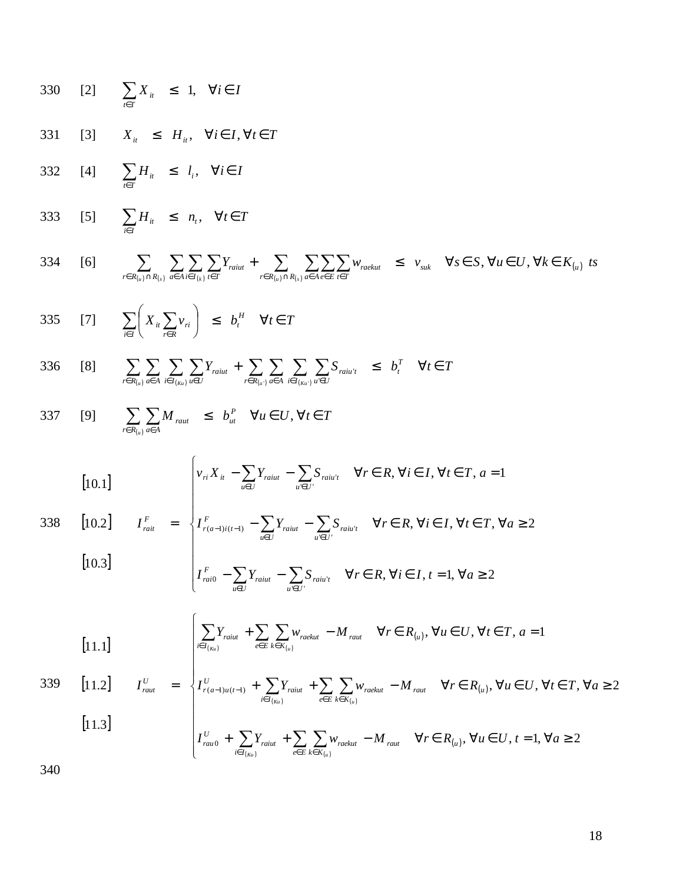330 [2] $$\sum_{t \in T} X_{it} \leq 1, \quad \forall i \in I$$

331 [3] $$X_{it} \leq H_{it}, \quad \forall i \in I, \forall t \in T$$

332 [4] $$\sum_{t \in T} H_{it} \leq l_i, \quad \forall i \in I$$

333 [5] $$\sum_{i \in I} H_{it} \leq n_t, \quad \forall t \in T$$

334 [6] $$\sum_{r \in R_{(u)} \cap R_{(s)}} \sum_{a \in A} \sum_{i \in I_{(k)}} \sum_{t \in T} Y_{raiut} + \sum_{r \in R_{(u)} \cap R_{(s)}} \sum_{a \in A} \sum_{e \in E} \sum_{t \in T} w_{raekut} \leq v_{suk} \quad \forall s \in S, \forall u \in U, \forall k \in K_{(u)} \ ts$$

335 [7] $$\sum_{i \in I} \left( X_{it} \sum_{r \in R} v_{ri} \right) \leq b_t^H \quad \forall t \in T$$

336 [8] $$\sum_{r \in R_{(u)}} \sum_{a \in A} \sum_{i \in I_{(Ku)}} \sum_{u \in U} Y_{raiut} + \sum_{r \in R_{(u')}} \sum_{a \in A} \sum_{i \in I_{(Ku')}} \sum_{u' \in U} S_{raiu't} \leq b_t^T \quad \forall t \in T$$

337 [9] $$\sum_{r \in R_{(u)}} \sum_{a \in A} M_{raut} \leq b_{ut}^P \quad \forall u \in U, \forall t \in T$$

338 [10.1], [10.2], [10.3]

$$I_{rait}^F = \begin{cases} v_{ri} X_{it} - \sum_{u \in U} Y_{raiut} - \sum_{u' \in U'} S_{raiu't} & \forall r \in R, \forall i \in I, \forall t \in T, a = 1 \quad [10.1] \\ I_{r(a-1)i(t-1)}^F - \sum_{u \in U} Y_{raiut} - \sum_{u' \in U'} S_{raiu't} & \forall r \in R, \forall i \in I, \forall t \in T, \forall a \geq 2 \quad [10.2] \\ I_{rai0}^F - \sum_{u \in U} Y_{raiut} - \sum_{u' \in U'} S_{raiu't} & \forall r \in R, \forall i \in I, t = 1, \forall a \geq 2 \quad [10.3] \end{cases}$$

339 [11.1], [11.2], [11.3]

$$I_{raut}^U = \begin{cases} \sum_{i \in I_{(Ku)}} Y_{raiut} + \sum_{e \in E} \sum_{k \in K_{(u)}} w_{raekut} - M_{raut} & \forall r \in R_{(u)}, \forall u \in U, \forall t \in T, a = 1 \quad [11.1] \\ I_{r(a-1)u(t-1)}^U + \sum_{i \in I_{(Ku)}} Y_{raiut} + \sum_{e \in E} \sum_{k \in K_{(u)}} w_{raekut} - M_{raut} & \forall r \in R_{(u)}, \forall u \in U, \forall t \in T, \forall a \geq 2 \quad [11.2] \\ I_{rau0}^U + \sum_{i \in I_{(Ku)}} Y_{raiut} + \sum_{e \in E} \sum_{k \in K_{(u)}} w_{raekut} - M_{raut} & \forall r \in R_{(u)}, \forall u \in U, t = 1, \forall a \geq 2 \quad [11.3] \end{cases}$$

340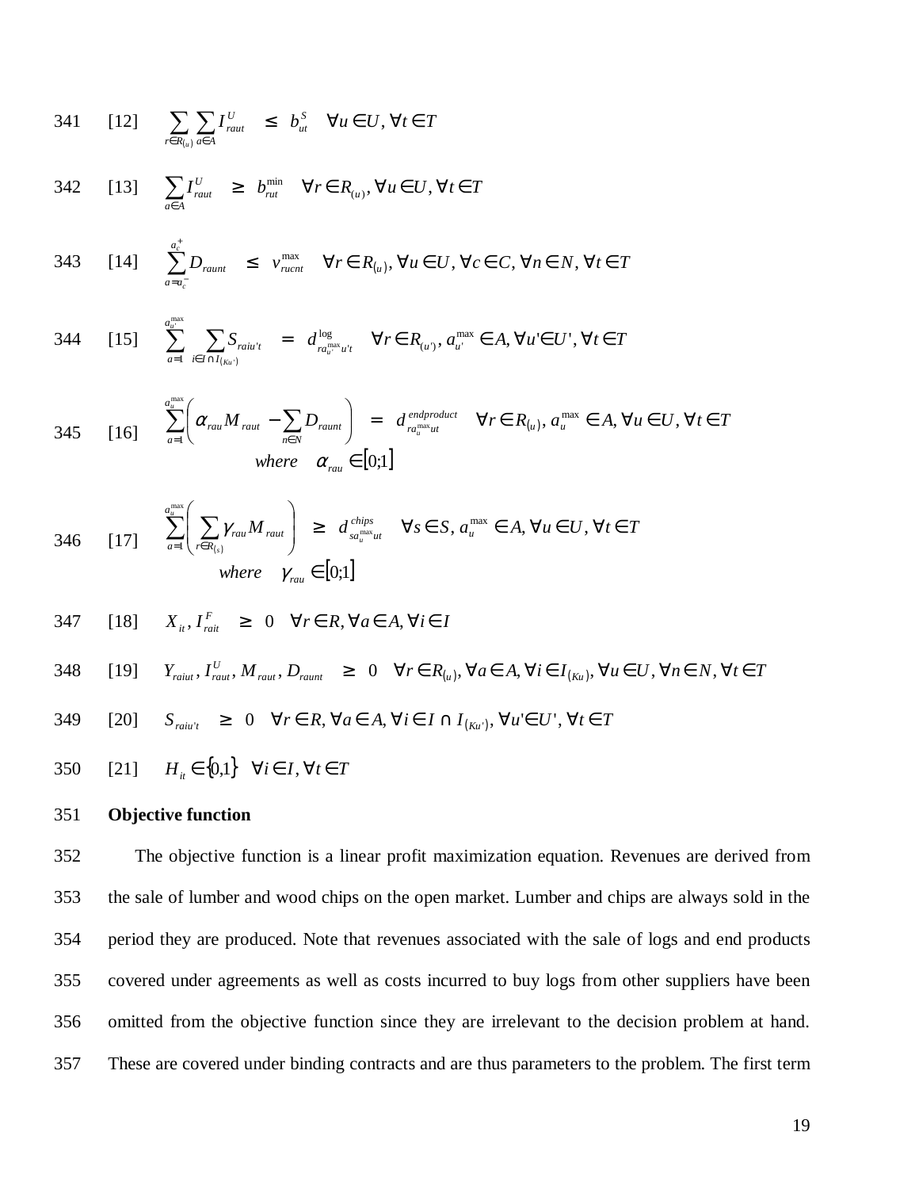341 [12] $$\sum_{r \in R_{(u)}} \sum_{a \in A} I^{U}_{raut} \leq b^{S}_{ut} \quad \forall u \in U, \forall t \in T$$

342 [13] $$\sum_{a \in A} I^{U}_{raut} \geq b^{\min}_{rut} \quad \forall r \in R_{(u)}, \forall u \in U, \forall t \in T$$

343 [14] $$\sum_{a=a_c^-}^{a_c^+} D_{raunt} \leq v^{\max}_{rucnt} \quad \forall r \in R_{(u)}, \forall u \in U, \forall c \in C, \forall n \in N, \forall t \in T$$

344 [15] $$\sum_{a=1}^{a_{u'}^{\max}} \sum_{i \in I \cap I_{(Ku')}} S_{raiu't} = d^{\log}_{ra_u^{\max}u't} \quad \forall r \in R_{(u')}, a_{u'}^{\max} \in A, \forall u' \in U', \forall t \in T$$

345 [16] $$\sum_{a=1}^{a_u^{\max}} \left( \alpha_{rau} M_{raut} - \sum_{n \in N} D_{raunt} \right) = d^{endproduct}_{ra_u^{\max}ut} \quad \forall r \in R_{(u)}, a_u^{\max} \in A, \forall u \in U, \forall t \in T$$
$$where \quad \alpha_{rau} \in [0;1]$$

346 [17] $$\sum_{a=1}^{a_u^{\max}} \left( \sum_{r \in R_{(s)}} \gamma_{rau} M_{raut} \right) \geq d^{chips}_{sa_u^{\max}ut} \quad \forall s \in S, a_u^{\max} \in A, \forall u \in U, \forall t \in T$$
$$where \quad \gamma_{rau} \in [0;1]$$

347 [18] $$X_{it}, I^{F}_{rait} \geq 0 \quad \forall r \in R, \forall a \in A, \forall i \in I$$

348 [19] $$Y_{raiut}, I^{U}_{raut}, M_{raut}, D_{raunt} \geq 0 \quad \forall r \in R_{(u)}, \forall a \in A, \forall i \in I_{(Ku)}, \forall u \in U, \forall n \in N, \forall t \in T$$

349 [20] $$S_{raiu't} \geq 0 \quad \forall r \in R, \forall a \in A, \forall i \in I \cap I_{(Ku')}, \forall u' \in U', \forall t \in T$$

350 [21] $$H_{it} \in \{0,1\} \quad \forall i \in I, \forall t \in T$$

351 **Objective function**

352 The objective function is a linear profit maximization equation. Revenues are derived from
353 the sale of lumber and wood chips on the open market. Lumber and chips are always sold in the
354 period they are produced. Note that revenues associated with the sale of logs and end products
355 covered under agreements as well as costs incurred to buy logs from other suppliers have been
356 omitted from the objective function since they are irrelevant to the decision problem at hand.
357 These are covered under binding contracts and are thus parameters to the problem. The first term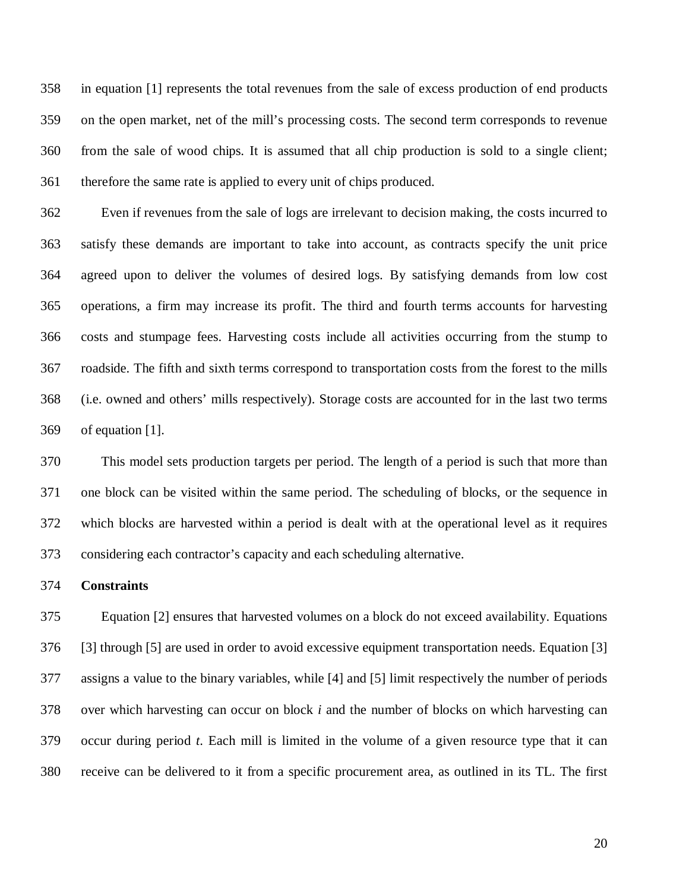in equation [1] represents the total revenues from the sale of excess production of end products on the open market, net of the mill's processing costs. The second term corresponds to revenue from the sale of wood chips. It is assumed that all chip production is sold to a single client; therefore the same rate is applied to every unit of chips produced.

Even if revenues from the sale of logs are irrelevant to decision making, the costs incurred to satisfy these demands are important to take into account, as contracts specify the unit price agreed upon to deliver the volumes of desired logs. By satisfying demands from low cost operations, a firm may increase its profit. The third and fourth terms accounts for harvesting costs and stumpage fees. Harvesting costs include all activities occurring from the stump to roadside. The fifth and sixth terms correspond to transportation costs from the forest to the mills (i.e. owned and others' mills respectively). Storage costs are accounted for in the last two terms of equation [1].

This model sets production targets per period. The length of a period is such that more than one block can be visited within the same period. The scheduling of blocks, or the sequence in which blocks are harvested within a period is dealt with at the operational level as it requires considering each contractor's capacity and each scheduling alternative.

**Constraints**

Equation [2] ensures that harvested volumes on a block do not exceed availability. Equations [3] through [5] are used in order to avoid excessive equipment transportation needs. Equation [3] assigns a value to the binary variables, while [4] and [5] limit respectively the number of periods over which harvesting can occur on block $i$ and the number of blocks on which harvesting can occur during period $t$. Each mill is limited in the volume of a given resource type that it can receive can be delivered to it from a specific procurement area, as outlined in its TL. The first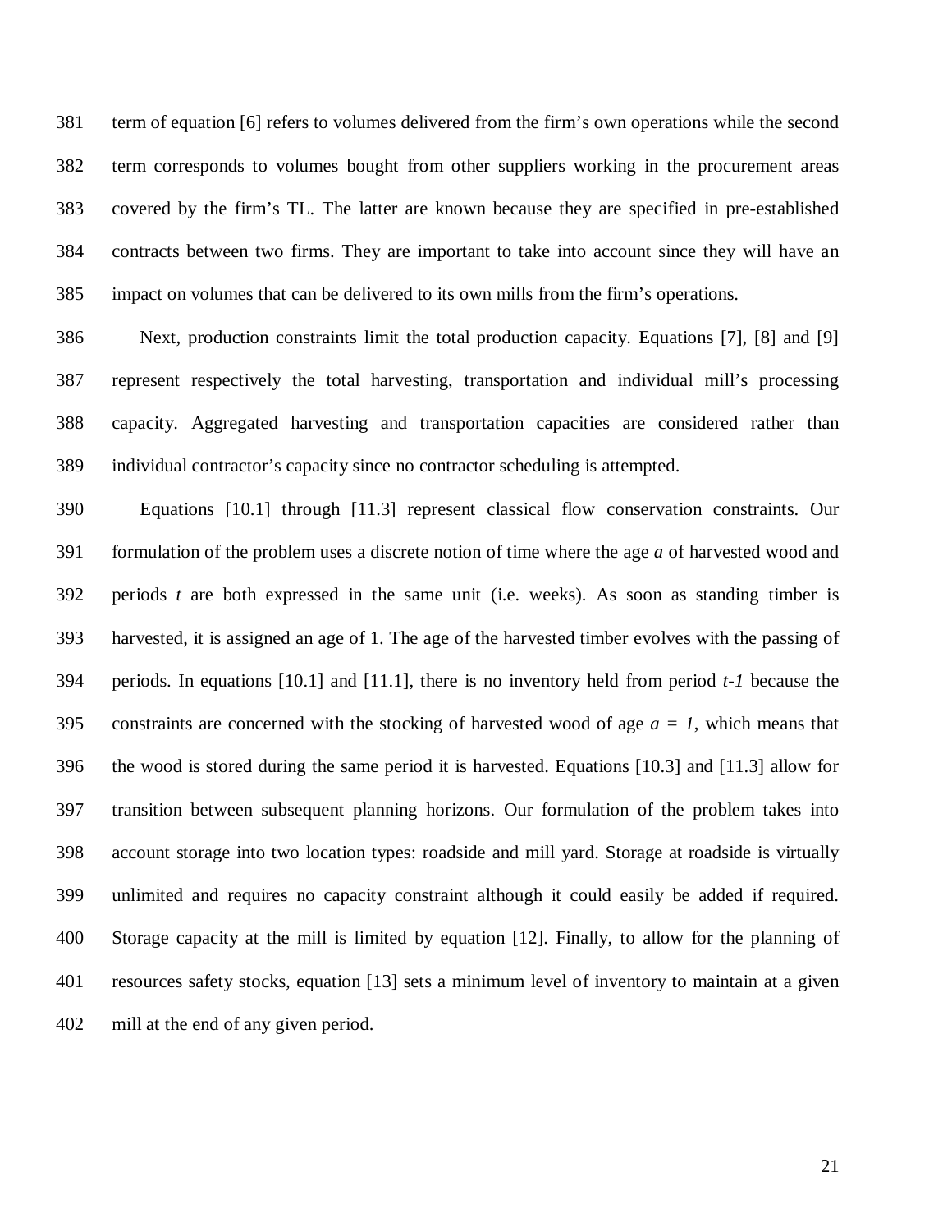term of equation [6] refers to volumes delivered from the firm's own operations while the second term corresponds to volumes bought from other suppliers working in the procurement areas covered by the firm's TL. The latter are known because they are specified in pre-established contracts between two firms. They are important to take into account since they will have an impact on volumes that can be delivered to its own mills from the firm's operations.

Next, production constraints limit the total production capacity. Equations [7], [8] and [9] represent respectively the total harvesting, transportation and individual mill's processing capacity. Aggregated harvesting and transportation capacities are considered rather than individual contractor's capacity since no contractor scheduling is attempted.

Equations [10.1] through [11.3] represent classical flow conservation constraints. Our formulation of the problem uses a discrete notion of time where the age $a$ of harvested wood and periods $t$ are both expressed in the same unit (i.e. weeks). As soon as standing timber is harvested, it is assigned an age of 1. The age of the harvested timber evolves with the passing of periods. In equations [10.1] and [11.1], there is no inventory held from period $t-1$ because the constraints are concerned with the stocking of harvested wood of age $a = 1$, which means that the wood is stored during the same period it is harvested. Equations [10.3] and [11.3] allow for transition between subsequent planning horizons. Our formulation of the problem takes into account storage into two location types: roadside and mill yard. Storage at roadside is virtually unlimited and requires no capacity constraint although it could easily be added if required. Storage capacity at the mill is limited by equation [12]. Finally, to allow for the planning of resources safety stocks, equation [13] sets a minimum level of inventory to maintain at a given mill at the end of any given period.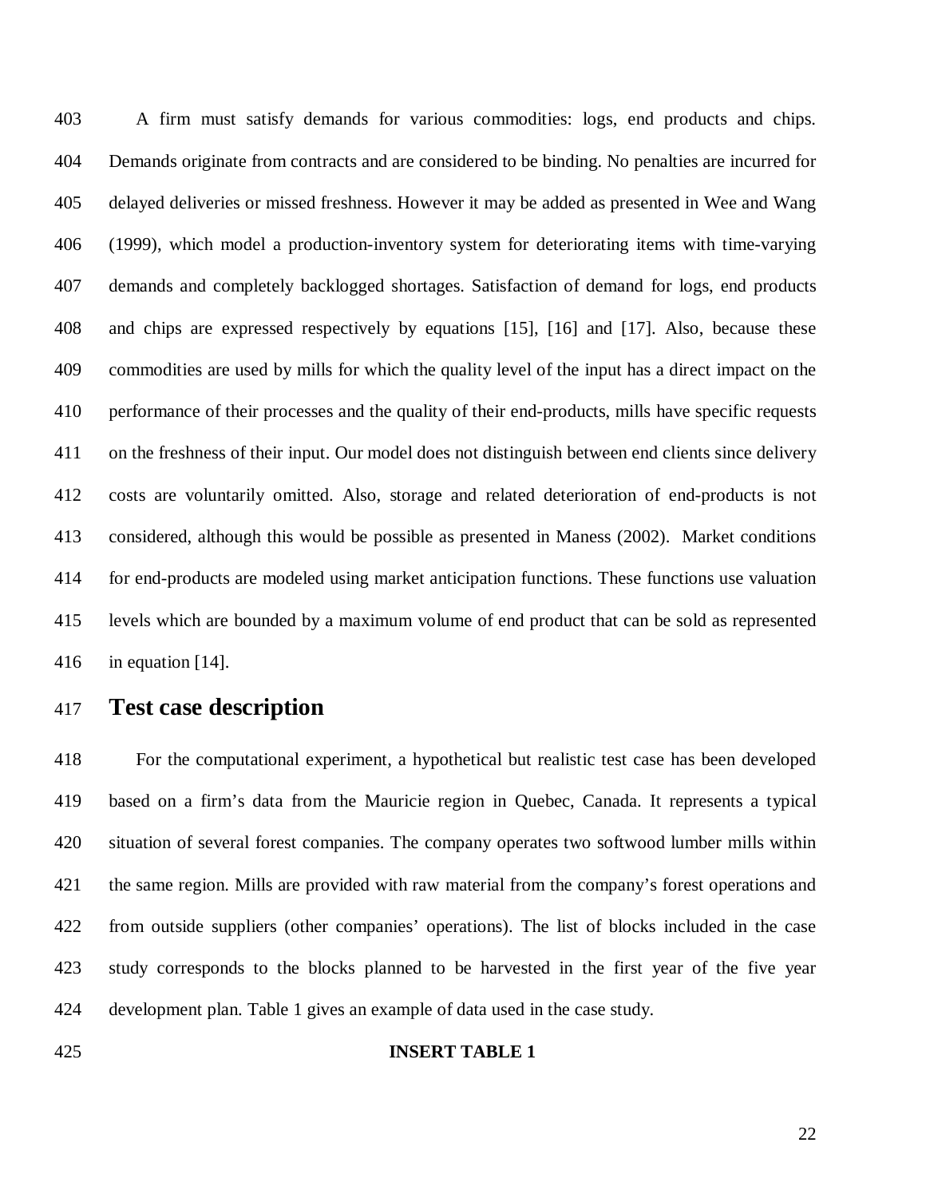A firm must satisfy demands for various commodities: logs, end products and chips. Demands originate from contracts and are considered to be binding. No penalties are incurred for delayed deliveries or missed freshness. However it may be added as presented in Wee and Wang (1999), which model a production-inventory system for deteriorating items with time-varying demands and completely backlogged shortages. Satisfaction of demand for logs, end products and chips are expressed respectively by equations [15], [16] and [17]. Also, because these commodities are used by mills for which the quality level of the input has a direct impact on the performance of their processes and the quality of their end-products, mills have specific requests on the freshness of their input. Our model does not distinguish between end clients since delivery costs are voluntarily omitted. Also, storage and related deterioration of end-products is not considered, although this would be possible as presented in Maness (2002). Market conditions for end-products are modeled using market anticipation functions. These functions use valuation levels which are bounded by a maximum volume of end product that can be sold as represented in equation [14].

# Test case description

For the computational experiment, a hypothetical but realistic test case has been developed based on a firm's data from the Mauricie region in Quebec, Canada. It represents a typical situation of several forest companies. The company operates two softwood lumber mills within the same region. Mills are provided with raw material from the company's forest operations and from outside suppliers (other companies' operations). The list of blocks included in the case study corresponds to the blocks planned to be harvested in the first year of the five year development plan. Table 1 gives an example of data used in the case study.

**INSERT TABLE 1**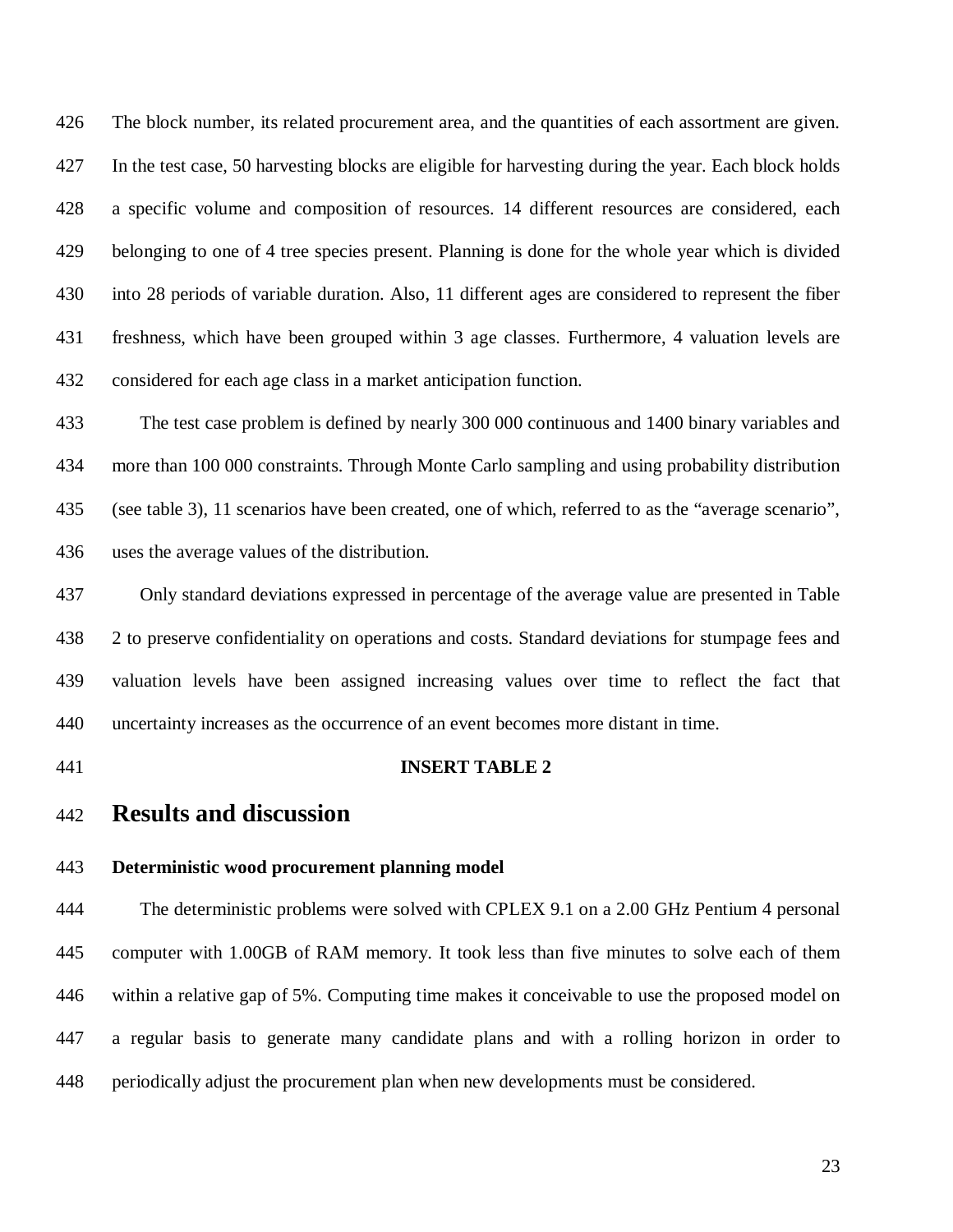The block number, its related procurement area, and the quantities of each assortment are given. In the test case, 50 harvesting blocks are eligible for harvesting during the year. Each block holds a specific volume and composition of resources. 14 different resources are considered, each belonging to one of 4 tree species present. Planning is done for the whole year which is divided into 28 periods of variable duration. Also, 11 different ages are considered to represent the fiber freshness, which have been grouped within 3 age classes. Furthermore, 4 valuation levels are considered for each age class in a market anticipation function.

The test case problem is defined by nearly 300 000 continuous and 1400 binary variables and more than 100 000 constraints. Through Monte Carlo sampling and using probability distribution (see table 3), 11 scenarios have been created, one of which, referred to as the "average scenario", uses the average values of the distribution.

Only standard deviations expressed in percentage of the average value are presented in Table 2 to preserve confidentiality on operations and costs. Standard deviations for stumpage fees and valuation levels have been assigned increasing values over time to reflect the fact that uncertainty increases as the occurrence of an event becomes more distant in time.

**INSERT TABLE 2**

# Results and discussion

**Deterministic wood procurement planning model**

The deterministic problems were solved with CPLEX 9.1 on a 2.00 GHz Pentium 4 personal computer with 1.00GB of RAM memory. It took less than five minutes to solve each of them within a relative gap of 5%. Computing time makes it conceivable to use the proposed model on a regular basis to generate many candidate plans and with a rolling horizon in order to periodically adjust the procurement plan when new developments must be considered.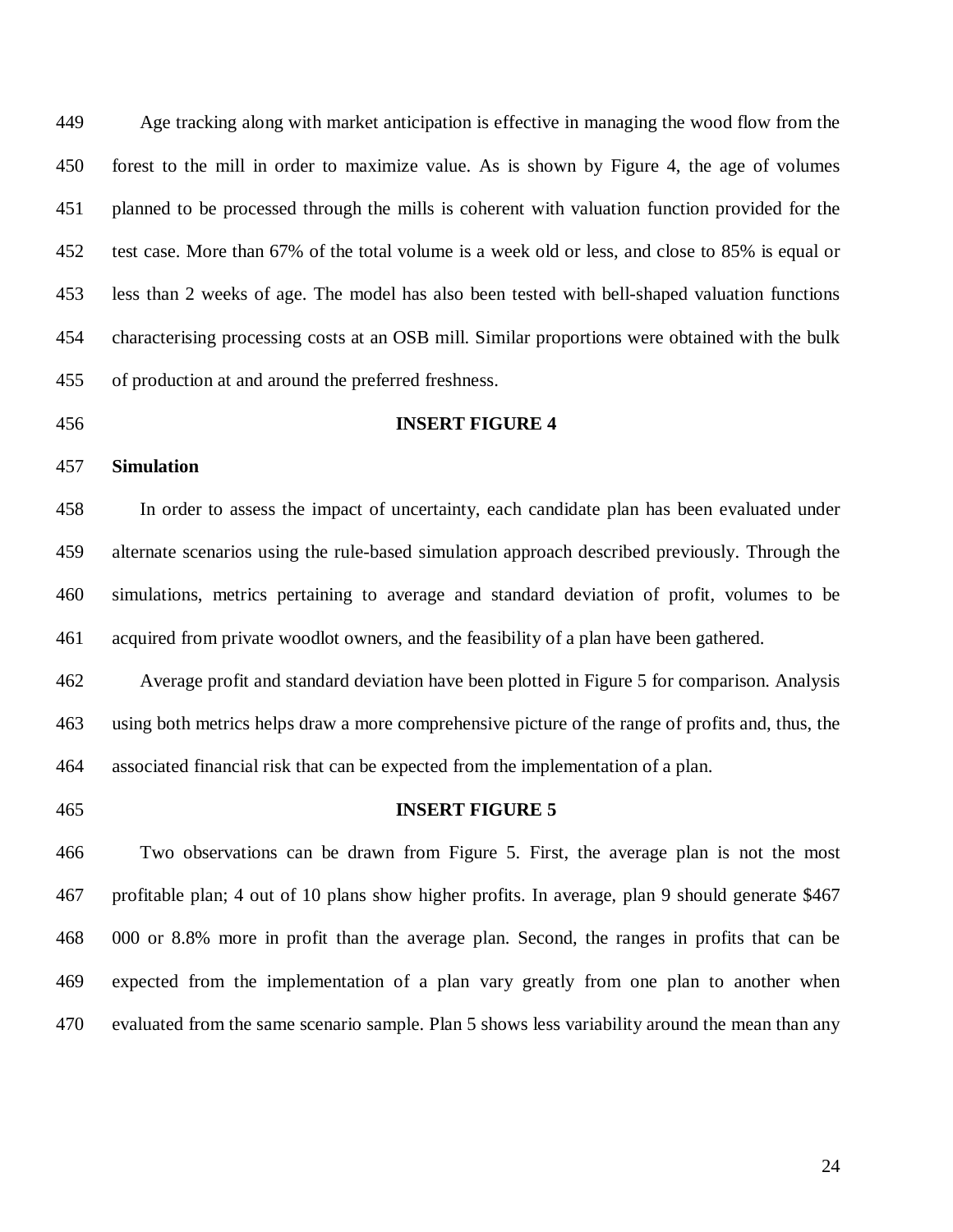Age tracking along with market anticipation is effective in managing the wood flow from the forest to the mill in order to maximize value. As is shown by Figure 4, the age of volumes planned to be processed through the mills is coherent with valuation function provided for the test case. More than 67% of the total volume is a week old or less, and close to 85% is equal or less than 2 weeks of age. The model has also been tested with bell-shaped valuation functions characterising processing costs at an OSB mill. Similar proportions were obtained with the bulk of production at and around the preferred freshness.

**INSERT FIGURE 4**

**Simulation**

In order to assess the impact of uncertainty, each candidate plan has been evaluated under alternate scenarios using the rule-based simulation approach described previously. Through the simulations, metrics pertaining to average and standard deviation of profit, volumes to be acquired from private woodlot owners, and the feasibility of a plan have been gathered.

Average profit and standard deviation have been plotted in Figure 5 for comparison. Analysis using both metrics helps draw a more comprehensive picture of the range of profits and, thus, the associated financial risk that can be expected from the implementation of a plan.

**INSERT FIGURE 5**

Two observations can be drawn from Figure 5. First, the average plan is not the most profitable plan; 4 out of 10 plans show higher profits. In average, plan 9 should generate $467 000 or 8.8% more in profit than the average plan. Second, the ranges in profits that can be expected from the implementation of a plan vary greatly from one plan to another when evaluated from the same scenario sample. Plan 5 shows less variability around the mean than any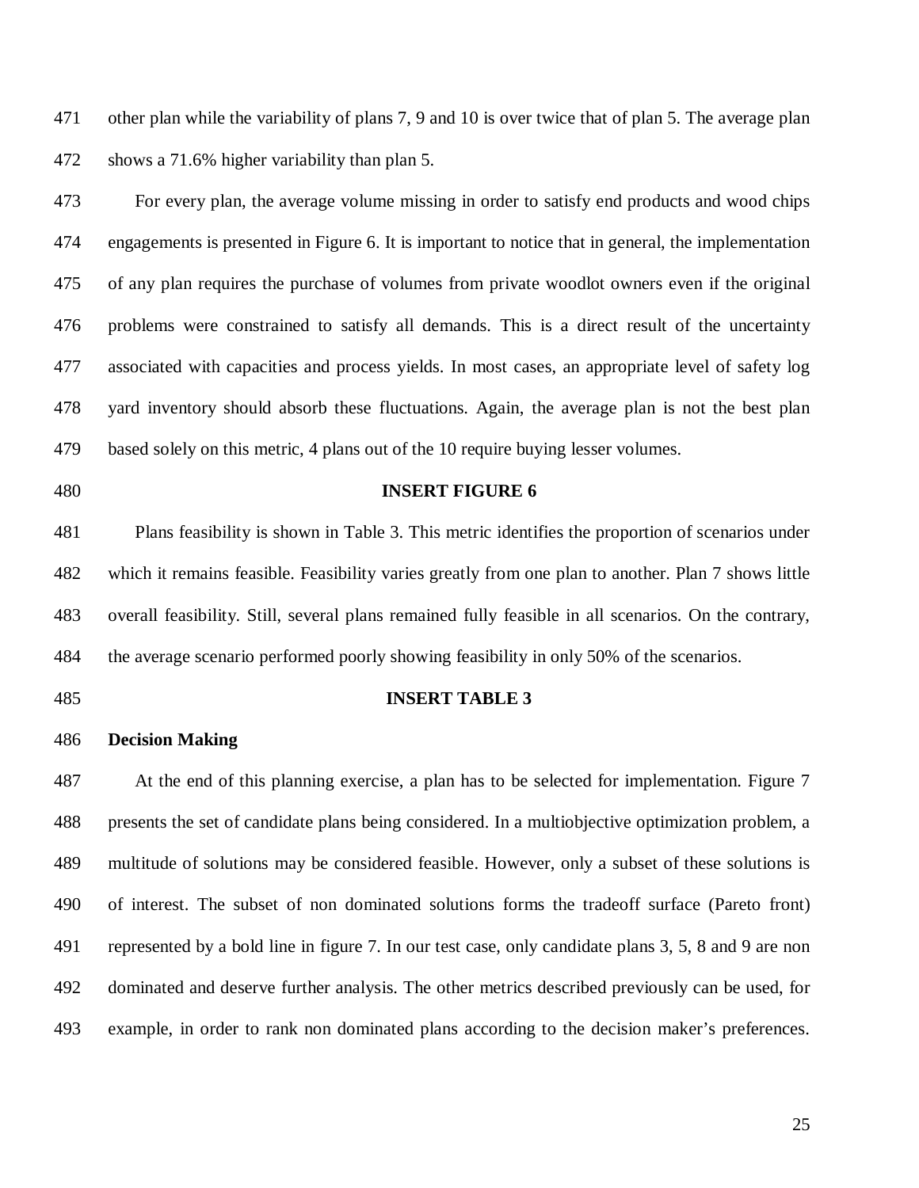other plan while the variability of plans 7, 9 and 10 is over twice that of plan 5. The average plan shows a 71.6% higher variability than plan 5.

For every plan, the average volume missing in order to satisfy end products and wood chips engagements is presented in Figure 6. It is important to notice that in general, the implementation of any plan requires the purchase of volumes from private woodlot owners even if the original problems were constrained to satisfy all demands. This is a direct result of the uncertainty associated with capacities and process yields. In most cases, an appropriate level of safety log yard inventory should absorb these fluctuations. Again, the average plan is not the best plan based solely on this metric, 4 plans out of the 10 require buying lesser volumes.

**INSERT FIGURE 6**

Plans feasibility is shown in Table 3. This metric identifies the proportion of scenarios under which it remains feasible. Feasibility varies greatly from one plan to another. Plan 7 shows little overall feasibility. Still, several plans remained fully feasible in all scenarios. On the contrary, the average scenario performed poorly showing feasibility in only 50% of the scenarios.

**INSERT TABLE 3**

**Decision Making**

At the end of this planning exercise, a plan has to be selected for implementation. Figure 7 presents the set of candidate plans being considered. In a multiobjective optimization problem, a multitude of solutions may be considered feasible. However, only a subset of these solutions is of interest. The subset of non dominated solutions forms the tradeoff surface (Pareto front) represented by a bold line in figure 7. In our test case, only candidate plans 3, 5, 8 and 9 are non dominated and deserve further analysis. The other metrics described previously can be used, for example, in order to rank non dominated plans according to the decision maker's preferences.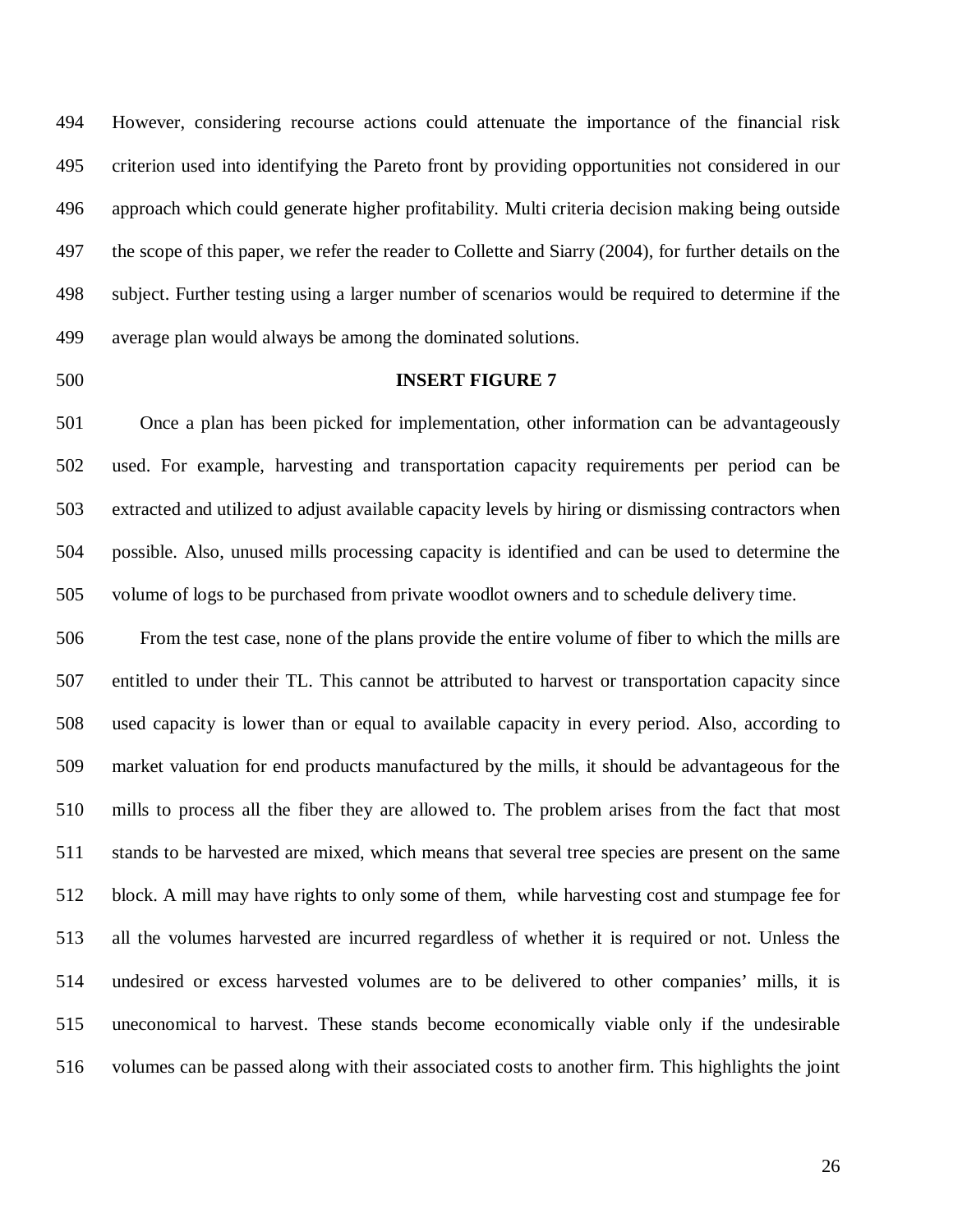However, considering recourse actions could attenuate the importance of the financial risk criterion used into identifying the Pareto front by providing opportunities not considered in our approach which could generate higher profitability. Multi criteria decision making being outside the scope of this paper, we refer the reader to Collette and Siarry (2004), for further details on the subject. Further testing using a larger number of scenarios would be required to determine if the average plan would always be among the dominated solutions.

**INSERT FIGURE 7**

Once a plan has been picked for implementation, other information can be advantageously used. For example, harvesting and transportation capacity requirements per period can be extracted and utilized to adjust available capacity levels by hiring or dismissing contractors when possible. Also, unused mills processing capacity is identified and can be used to determine the volume of logs to be purchased from private woodlot owners and to schedule delivery time.

From the test case, none of the plans provide the entire volume of fiber to which the mills are entitled to under their TL. This cannot be attributed to harvest or transportation capacity since used capacity is lower than or equal to available capacity in every period. Also, according to market valuation for end products manufactured by the mills, it should be advantageous for the mills to process all the fiber they are allowed to. The problem arises from the fact that most stands to be harvested are mixed, which means that several tree species are present on the same block. A mill may have rights to only some of them, while harvesting cost and stumpage fee for all the volumes harvested are incurred regardless of whether it is required or not. Unless the undesired or excess harvested volumes are to be delivered to other companies' mills, it is uneconomical to harvest. These stands become economically viable only if the undesirable volumes can be passed along with their associated costs to another firm. This highlights the joint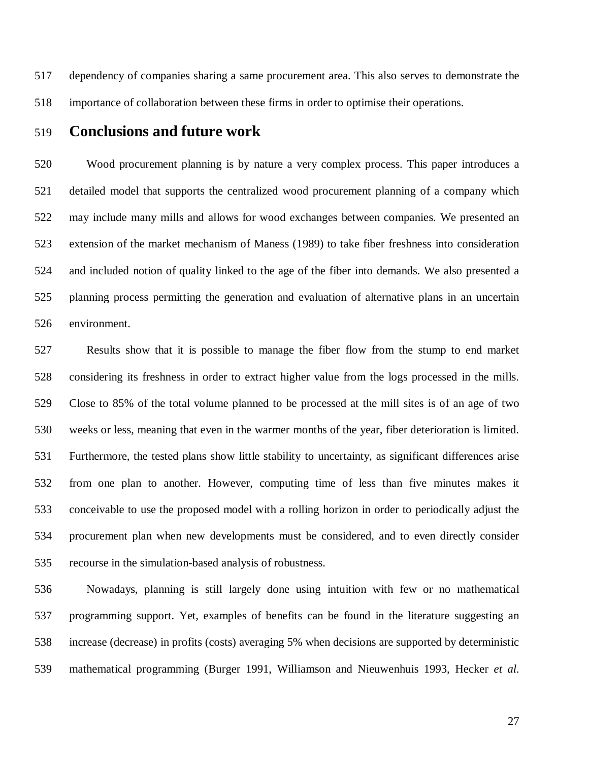dependency of companies sharing a same procurement area. This also serves to demonstrate the importance of collaboration between these firms in order to optimise their operations.

## Conclusions and future work

Wood procurement planning is by nature a very complex process. This paper introduces a detailed model that supports the centralized wood procurement planning of a company which may include many mills and allows for wood exchanges between companies. We presented an extension of the market mechanism of Maness (1989) to take fiber freshness into consideration and included notion of quality linked to the age of the fiber into demands. We also presented a planning process permitting the generation and evaluation of alternative plans in an uncertain environment.

Results show that it is possible to manage the fiber flow from the stump to end market considering its freshness in order to extract higher value from the logs processed in the mills. Close to 85% of the total volume planned to be processed at the mill sites is of an age of two weeks or less, meaning that even in the warmer months of the year, fiber deterioration is limited. Furthermore, the tested plans show little stability to uncertainty, as significant differences arise from one plan to another. However, computing time of less than five minutes makes it conceivable to use the proposed model with a rolling horizon in order to periodically adjust the procurement plan when new developments must be considered, and to even directly consider recourse in the simulation-based analysis of robustness.

Nowadays, planning is still largely done using intuition with few or no mathematical programming support. Yet, examples of benefits can be found in the literature suggesting an increase (decrease) in profits (costs) averaging 5% when decisions are supported by deterministic mathematical programming (Burger 1991, Williamson and Nieuwenhuis 1993, Hecker *et al.*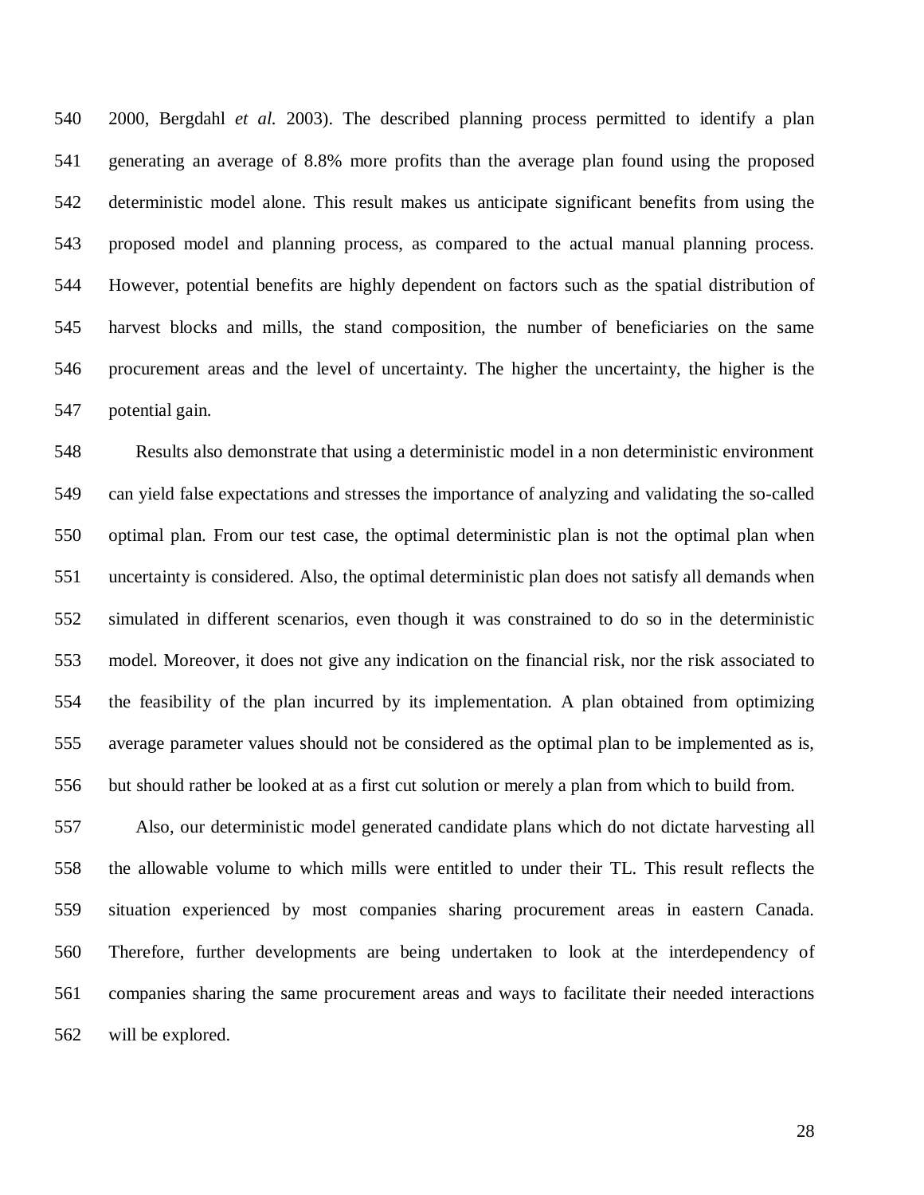2000, Bergdahl *et al.* 2003). The described planning process permitted to identify a plan generating an average of 8.8% more profits than the average plan found using the proposed deterministic model alone. This result makes us anticipate significant benefits from using the proposed model and planning process, as compared to the actual manual planning process. However, potential benefits are highly dependent on factors such as the spatial distribution of harvest blocks and mills, the stand composition, the number of beneficiaries on the same procurement areas and the level of uncertainty. The higher the uncertainty, the higher is the potential gain.

Results also demonstrate that using a deterministic model in a non deterministic environment can yield false expectations and stresses the importance of analyzing and validating the so-called optimal plan. From our test case, the optimal deterministic plan is not the optimal plan when uncertainty is considered. Also, the optimal deterministic plan does not satisfy all demands when simulated in different scenarios, even though it was constrained to do so in the deterministic model. Moreover, it does not give any indication on the financial risk, nor the risk associated to the feasibility of the plan incurred by its implementation. A plan obtained from optimizing average parameter values should not be considered as the optimal plan to be implemented as is, but should rather be looked at as a first cut solution or merely a plan from which to build from.

Also, our deterministic model generated candidate plans which do not dictate harvesting all the allowable volume to which mills were entitled to under their TL. This result reflects the situation experienced by most companies sharing procurement areas in eastern Canada. Therefore, further developments are being undertaken to look at the interdependency of companies sharing the same procurement areas and ways to facilitate their needed interactions will be explored.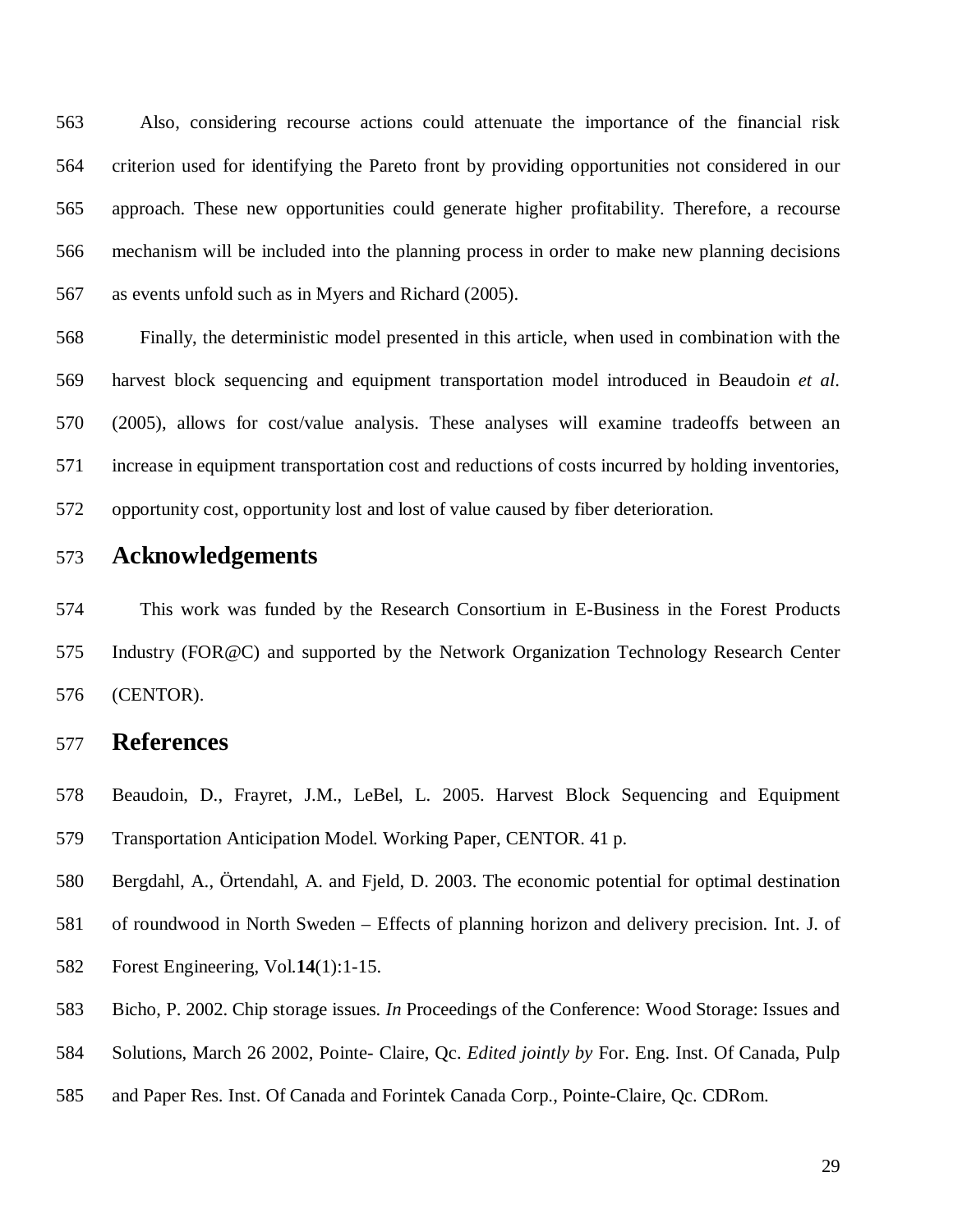Also, considering recourse actions could attenuate the importance of the financial risk criterion used for identifying the Pareto front by providing opportunities not considered in our approach. These new opportunities could generate higher profitability. Therefore, a recourse mechanism will be included into the planning process in order to make new planning decisions as events unfold such as in Myers and Richard (2005).

Finally, the deterministic model presented in this article, when used in combination with the harvest block sequencing and equipment transportation model introduced in Beaudoin *et al.* (2005), allows for cost/value analysis. These analyses will examine tradeoffs between an increase in equipment transportation cost and reductions of costs incurred by holding inventories, opportunity cost, opportunity lost and lost of value caused by fiber deterioration.

# Acknowledgements

This work was funded by the Research Consortium in E-Business in the Forest Products Industry (FOR@C) and supported by the Network Organization Technology Research Center (CENTOR).

# References

Beaudoin, D., Frayret, J.M., LeBel, L. 2005. Harvest Block Sequencing and Equipment Transportation Anticipation Model. Working Paper, CENTOR. 41 p.

Bergdahl, A., Örtendahl, A. and Fjeld, D. 2003. The economic potential for optimal destination of roundwood in North Sweden – Effects of planning horizon and delivery precision. Int. J. of Forest Engineering, Vol.**14**(1):1-15.

Bicho, P. 2002. Chip storage issues. *In* Proceedings of the Conference: Wood Storage: Issues and Solutions, March 26 2002, Pointe- Claire, Qc. *Edited jointly by* For. Eng. Inst. Of Canada, Pulp and Paper Res. Inst. Of Canada and Forintek Canada Corp., Pointe-Claire, Qc. CDRom.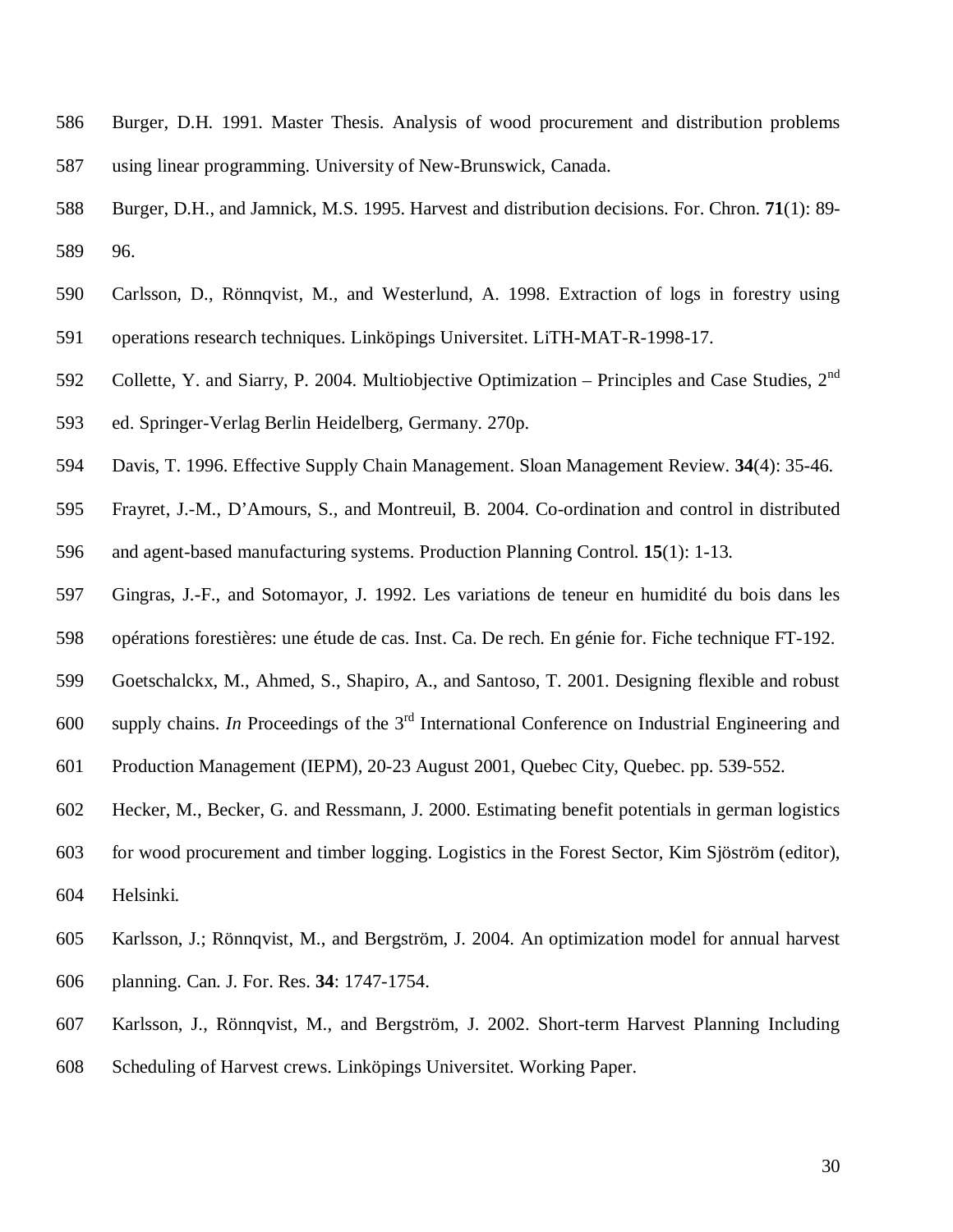Burger, D.H. 1991. Master Thesis. Analysis of wood procurement and distribution problems using linear programming. University of New-Brunswick, Canada.

Burger, D.H., and Jamnick, M.S. 1995. Harvest and distribution decisions. For. Chron. **71**(1): 89-96.

Carlsson, D., Rönnqvist, M., and Westerlund, A. 1998. Extraction of logs in forestry using operations research techniques. Linköpings Universitet. LiTH-MAT-R-1998-17.

Collette, Y. and Siarry, P. 2004. Multiobjective Optimization – Principles and Case Studies, 2nd ed. Springer-Verlag Berlin Heidelberg, Germany. 270p.

Davis, T. 1996. Effective Supply Chain Management. Sloan Management Review. **34**(4): 35-46.

Frayret, J.-M., D'Amours, S., and Montreuil, B. 2004. Co-ordination and control in distributed and agent-based manufacturing systems. Production Planning Control. **15**(1): 1-13.

Gingras, J.-F., and Sotomayor, J. 1992. Les variations de teneur en humidité du bois dans les opérations forestières: une étude de cas. Inst. Ca. De rech. En génie for. Fiche technique FT-192.

Goetschalckx, M., Ahmed, S., Shapiro, A., and Santoso, T. 2001. Designing flexible and robust supply chains. *In* Proceedings of the 3rd International Conference on Industrial Engineering and Production Management (IEPM), 20-23 August 2001, Quebec City, Quebec. pp. 539-552.

Hecker, M., Becker, G. and Ressmann, J. 2000. Estimating benefit potentials in german logistics for wood procurement and timber logging. Logistics in the Forest Sector, Kim Sjöström (editor), Helsinki.

Karlsson, J.; Rönnqvist, M., and Bergström, J. 2004. An optimization model for annual harvest planning. Can. J. For. Res. **34**: 1747-1754.

Karlsson, J., Rönnqvist, M., and Bergström, J. 2002. Short-term Harvest Planning Including Scheduling of Harvest crews. Linköpings Universitet. Working Paper.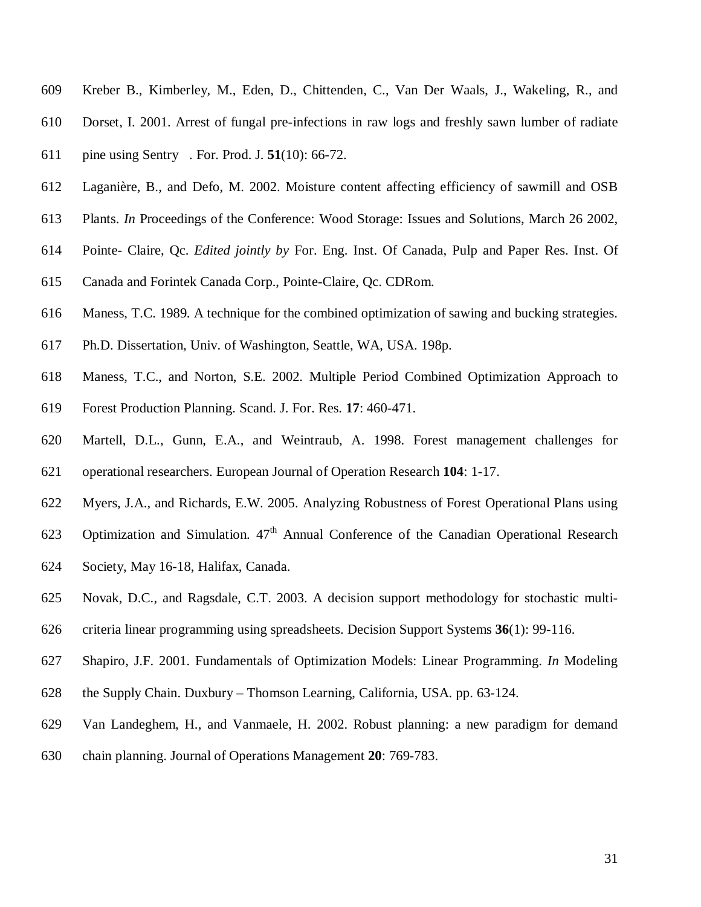Kreber B., Kimberley, M., Eden, D., Chittenden, C., Van Der Waals, J., Wakeling, R., and Dorset, I. 2001. Arrest of fungal pre-infections in raw logs and freshly sawn lumber of radiate pine using Sentry . For. Prod. J. **51**(10): 66-72.

Laganière, B., and Defo, M. 2002. Moisture content affecting efficiency of sawmill and OSB Plants. *In* Proceedings of the Conference: Wood Storage: Issues and Solutions, March 26 2002, Pointe- Claire, Qc. *Edited jointly by* For. Eng. Inst. Of Canada, Pulp and Paper Res. Inst. Of Canada and Forintek Canada Corp., Pointe-Claire, Qc. CDRom.

Maness, T.C. 1989. A technique for the combined optimization of sawing and bucking strategies. Ph.D. Dissertation, Univ. of Washington, Seattle, WA, USA. 198p.

Maness, T.C., and Norton, S.E. 2002. Multiple Period Combined Optimization Approach to Forest Production Planning. Scand. J. For. Res. **17**: 460-471.

Martell, D.L., Gunn, E.A., and Weintraub, A. 1998. Forest management challenges for operational researchers. European Journal of Operation Research **104**: 1-17.

Myers, J.A., and Richards, E.W. 2005. Analyzing Robustness of Forest Operational Plans using Optimization and Simulation. 47th Annual Conference of the Canadian Operational Research Society, May 16-18, Halifax, Canada.

Novak, D.C., and Ragsdale, C.T. 2003. A decision support methodology for stochastic multi-criteria linear programming using spreadsheets. Decision Support Systems **36**(1): 99-116.

Shapiro, J.F. 2001. Fundamentals of Optimization Models: Linear Programming. *In* Modeling the Supply Chain. Duxbury – Thomson Learning, California, USA. pp. 63-124.

Van Landeghem, H., and Vanmaele, H. 2002. Robust planning: a new paradigm for demand chain planning. Journal of Operations Management **20**: 769-783.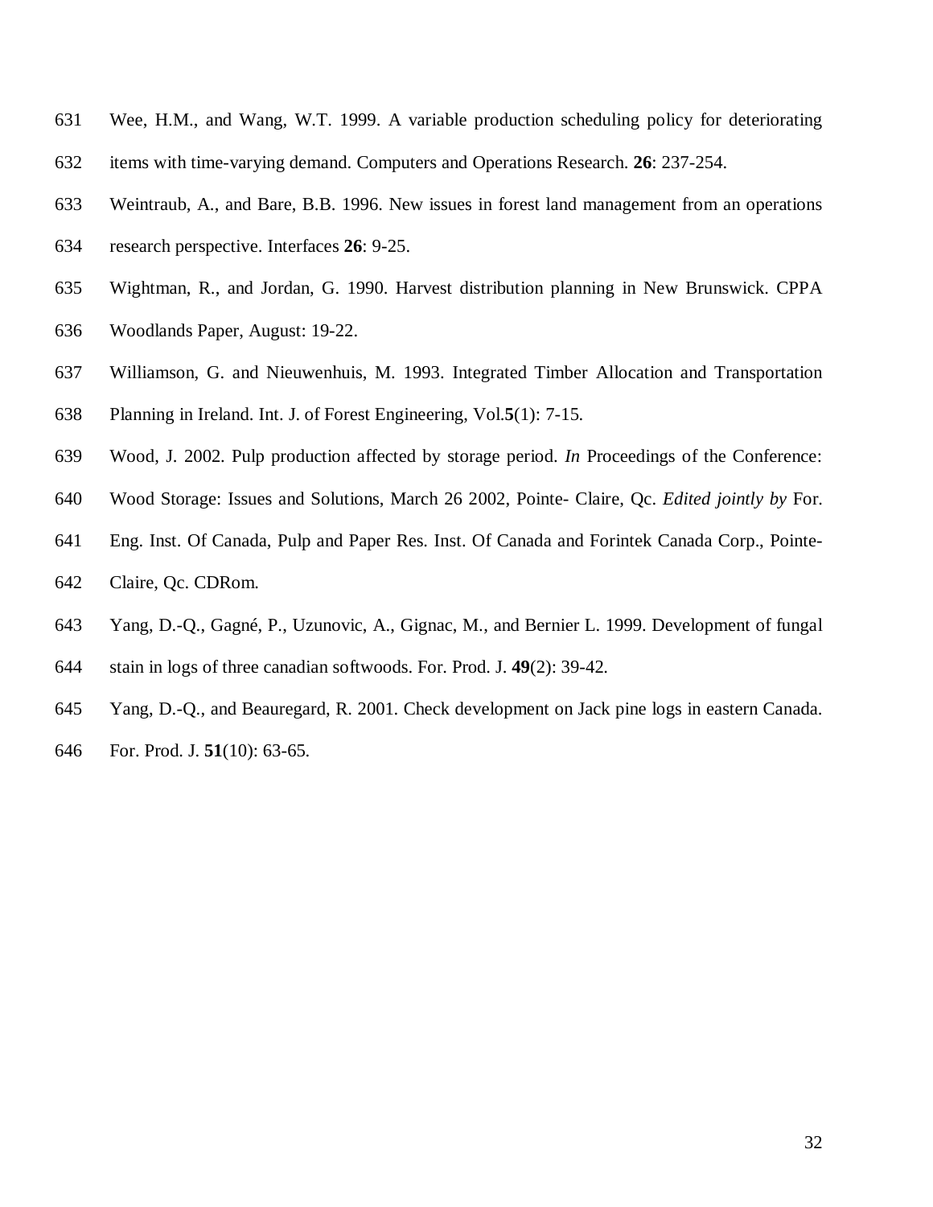Wee, H.M., and Wang, W.T. 1999. A variable production scheduling policy for deteriorating items with time-varying demand. Computers and Operations Research. **26**: 237-254.

Weintraub, A., and Bare, B.B. 1996. New issues in forest land management from an operations research perspective. Interfaces **26**: 9-25.

Wightman, R., and Jordan, G. 1990. Harvest distribution planning in New Brunswick. CPPA Woodlands Paper, August: 19-22.

Williamson, G. and Nieuwenhuis, M. 1993. Integrated Timber Allocation and Transportation Planning in Ireland. Int. J. of Forest Engineering, Vol.**5**(1): 7-15.

Wood, J. 2002. Pulp production affected by storage period. *In* Proceedings of the Conference: Wood Storage: Issues and Solutions, March 26 2002, Pointe- Claire, Qc. *Edited jointly by* For. Eng. Inst. Of Canada, Pulp and Paper Res. Inst. Of Canada and Forintek Canada Corp., Pointe-Claire, Qc. CDRom.

Yang, D.-Q., Gagné, P., Uzunovic, A., Gignac, M., and Bernier L. 1999. Development of fungal stain in logs of three canadian softwoods. For. Prod. J. **49**(2): 39-42.

Yang, D.-Q., and Beauregard, R. 2001. Check development on Jack pine logs in eastern Canada. For. Prod. J. **51**(10): 63-65.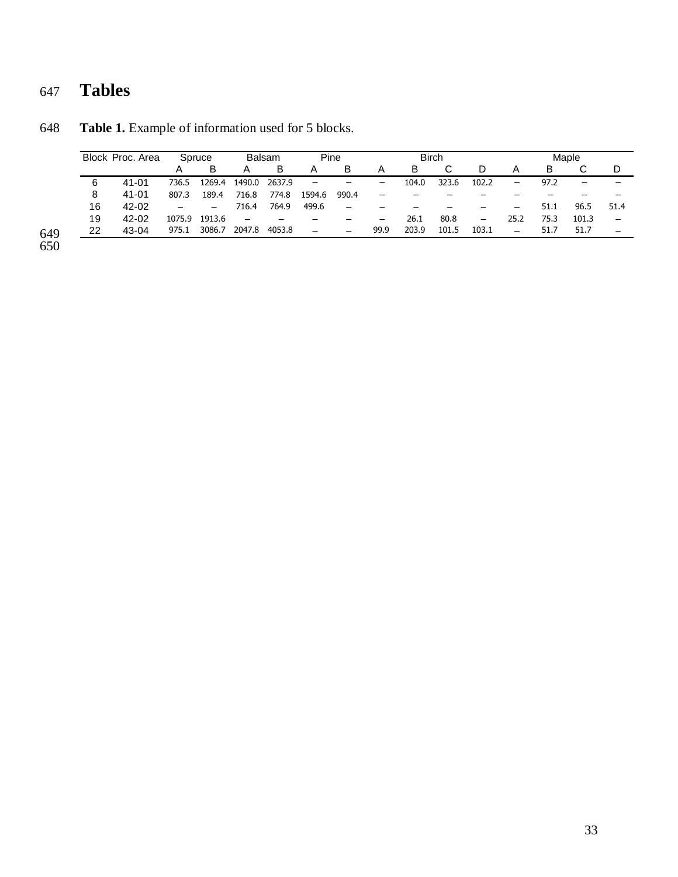# Tables

**Table 1.** Example of information used for 5 blocks.

| Block | Proc. Area | Spruce | | Balsam | | Pine | | Birch | | | | Maple | | | |
|---|---|---|---|---|---|---|---|---|---|---|---|---|---|---|---|
| | | A | B | A | B | A | B | A | B | C | D | A | B | C | D |
| 6 | 41-01 | 736.5 | 1269.4 | 1490.0 | 2637.9 | – | – | – | 104.0 | 323.6 | 102.2 | – | 97.2 | – | – |
| 8 | 41-01 | 807.3 | 189.4 | 716.8 | 774.8 | 1594.6 | 990.4 | – | – | – | – | – | – | – | – |
| 16 | 42-02 | – | – | 716.4 | 764.9 | 499.6 | – | – | – | – | – | – | 51.1 | 96.5 | 51.4 |
| 19 | 42-02 | 1075.9 | 1913.6 | – | – | – | – | – | 26.1 | 80.8 | – | 25.2 | 75.3 | 101.3 | – |
| 22 | 43-04 | 975.1 | 3086.7 | 2047.8 | 4053.8 | – | – | 99.9 | 203.9 | 101.5 | 103.1 | – | 51.7 | 51.7 | – |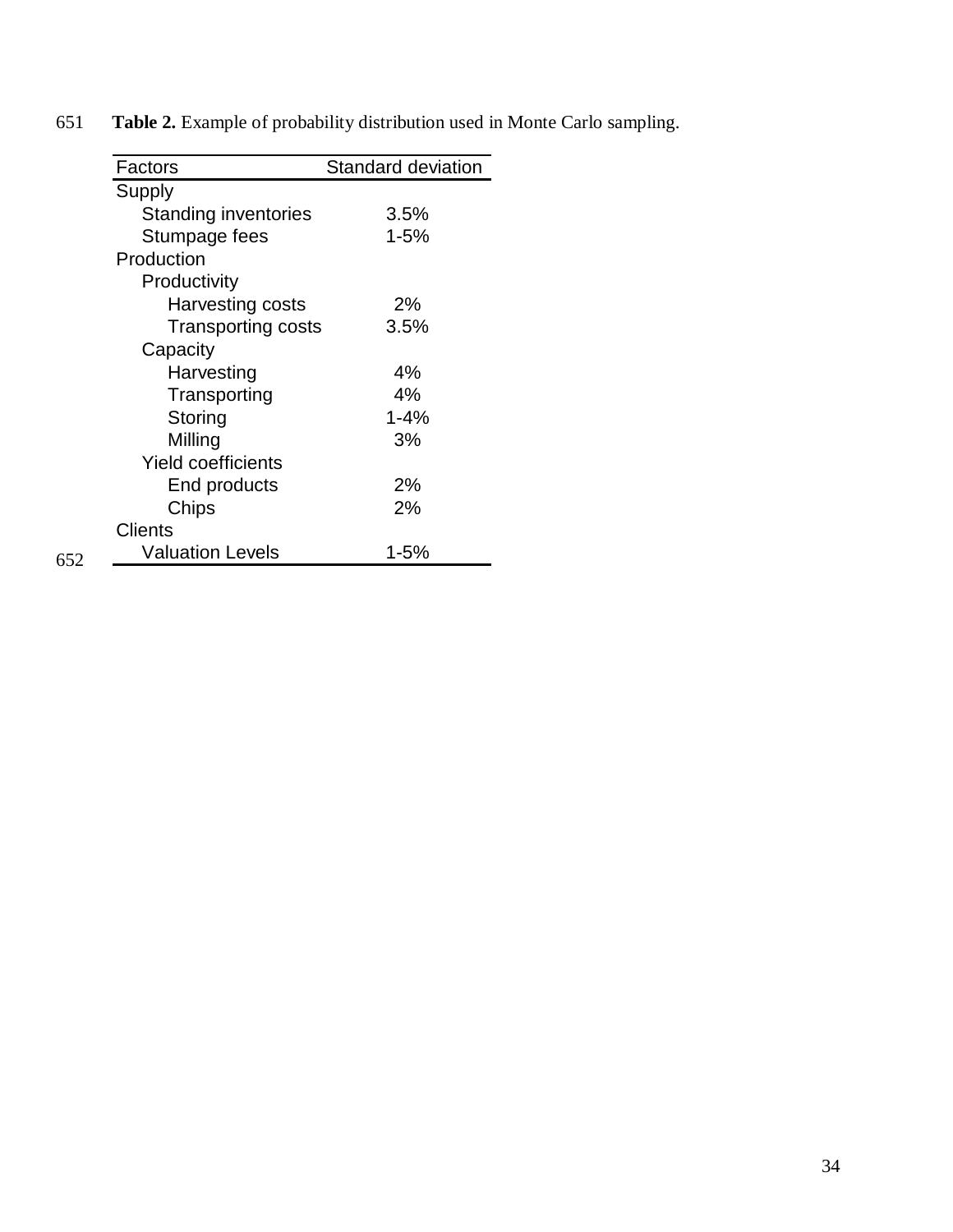**Table 2.** Example of probability distribution used in Monte Carlo sampling.

| Factors | Standard deviation |
|---|---|
| Supply | |
| Standing inventories | 3.5% |
| Stumpage fees | 1-5% |
| Production | |
| Productivity | |
| Harvesting costs | 2% |
| Transporting costs | 3.5% |
| Capacity | |
| Harvesting | 4% |
| Transporting | 4% |
| Storing | 1-4% |
| Milling | 3% |
| Yield coefficients | |
| End products | 2% |
| Chips | 2% |
| Clients | |
| Valuation Levels | 1-5% |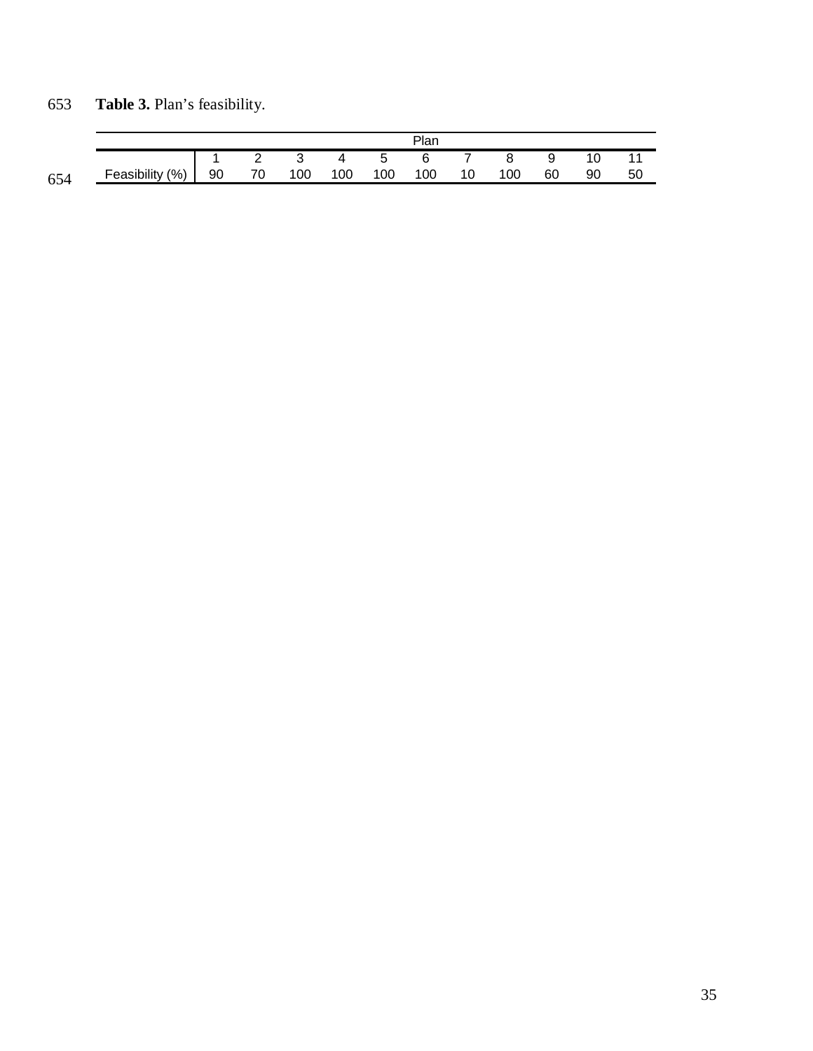**Table 3.** Plan's feasibility.

| | Plan | | | | | | | | | | |
|---|---|---|---|---|---|---|---|---|---|---|---|
| | 1 | 2 | 3 | 4 | 5 | 6 | 7 | 8 | 9 | 10 | 11 |
| Feasibility (%) | 90 | 70 | 100 | 100 | 100 | 100 | 10 | 100 | 60 | 90 | 50 |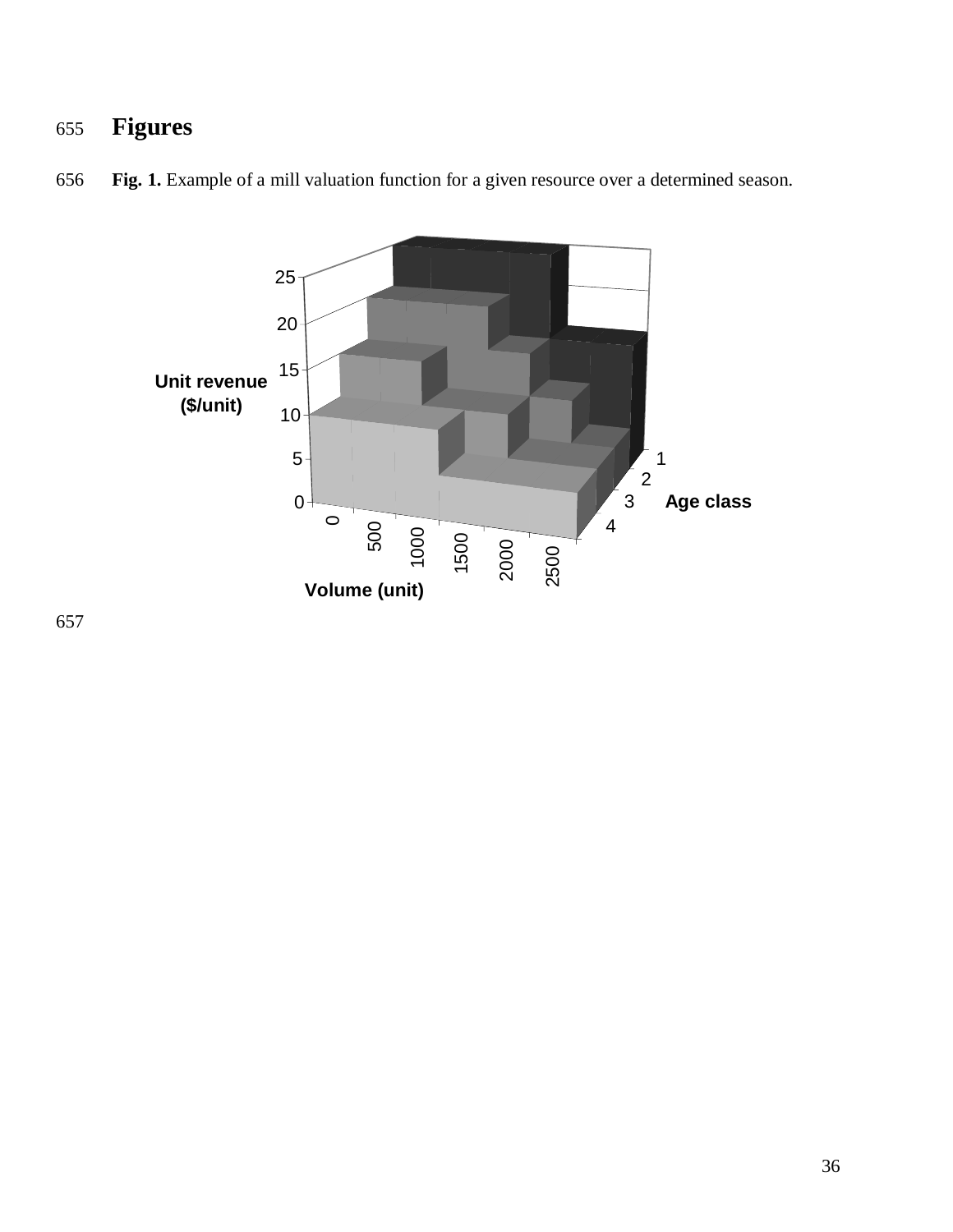# Figures

**Fig. 1.** Example of a mill valuation function for a given resource over a determined season.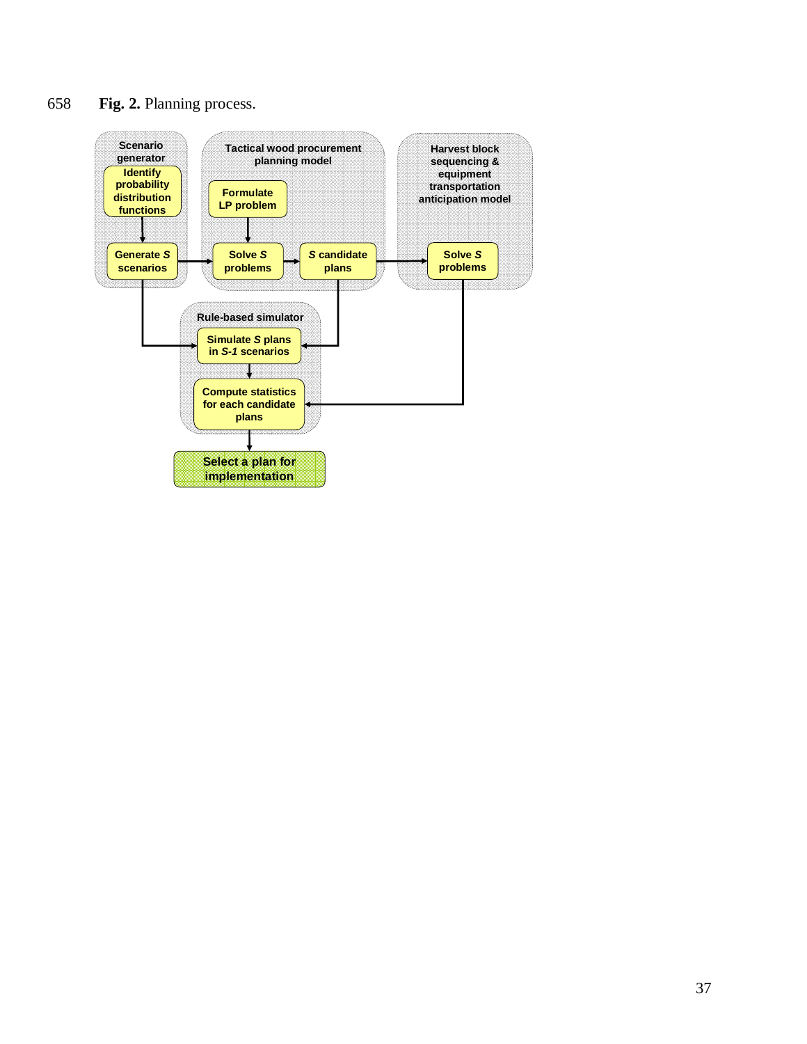**Fig. 2.** Planning process.

**Scenario generator**
- Identify probability distribution functions
- Generate *S* scenarios

**Tactical wood procurement planning model**
- Formulate LP problem
- Solve *S* problems
- *S* candidate plans

**Harvest block sequencing & equipment transportation anticipation model**
- Solve *S* problems

**Rule-based simulator**
- Simulate *S* plans in *S-1* scenarios
- Compute statistics for each candidate plans

**Select a plan for implementation**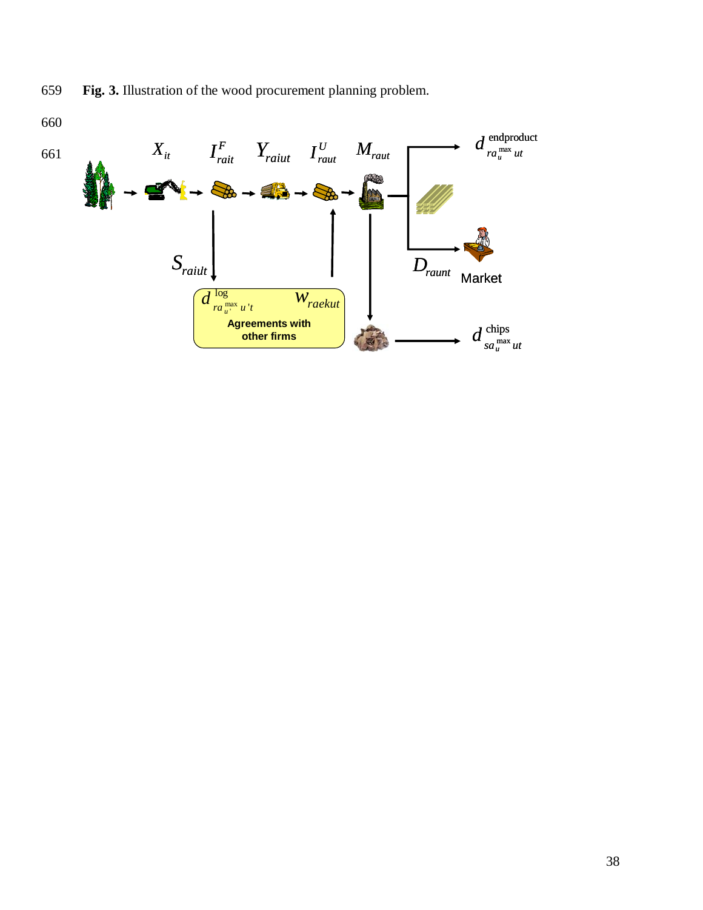**Fig. 3.** Illustration of the wood procurement planning problem.

$X_{it}$ $I^{F}_{rait}$ $Y_{raiut}$ $I^{U}_{raut}$ $M_{raut}$

$d^{\text{endproduct}}_{ra^{\max}_{u} ut}$

$S_{railt}$

$D_{raunt}$ Market

$d^{\log}_{ra^{\max}_{u'} u't}$ $W_{raekut}$

**Agreements with other firms**

$d^{\text{chips}}_{sa^{\max}_{u} ut}$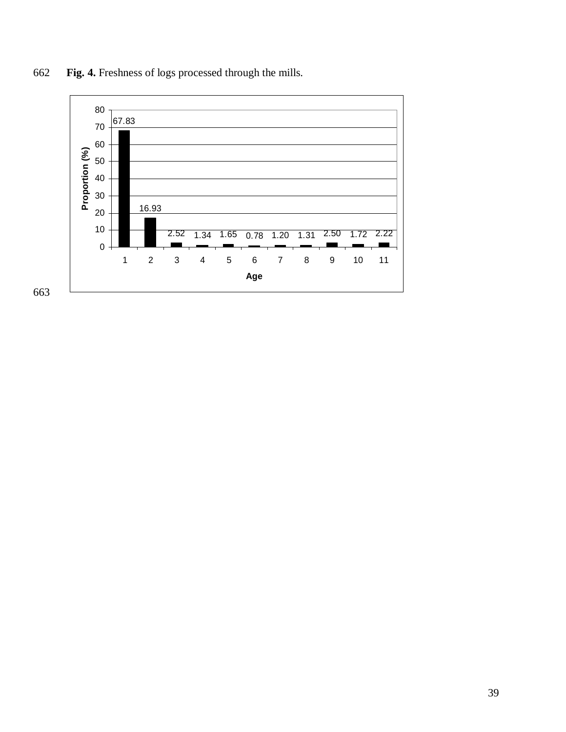662 **Fig. 4.** Freshness of logs processed through the mills.

663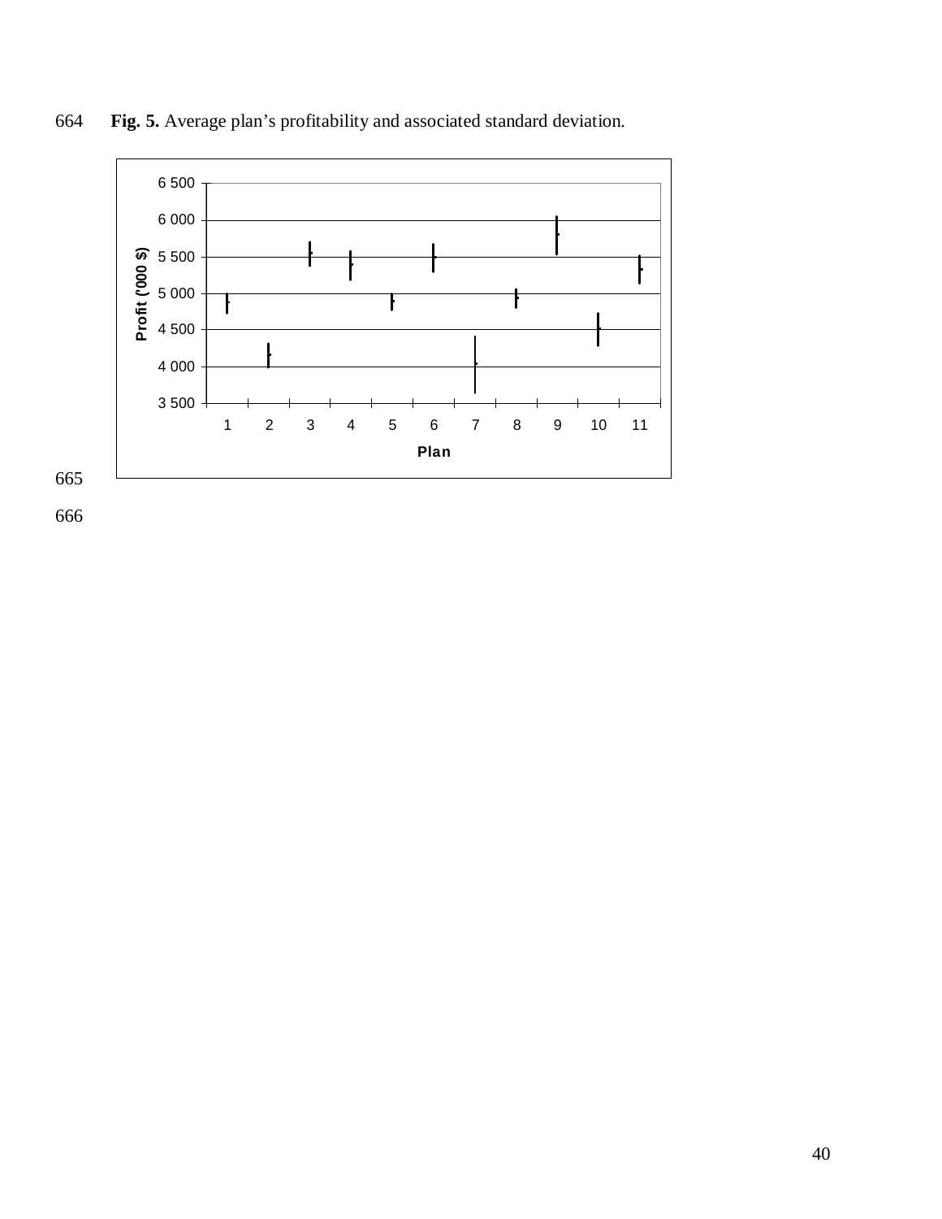**Fig. 5.** Average plan's profitability and associated standard deviation.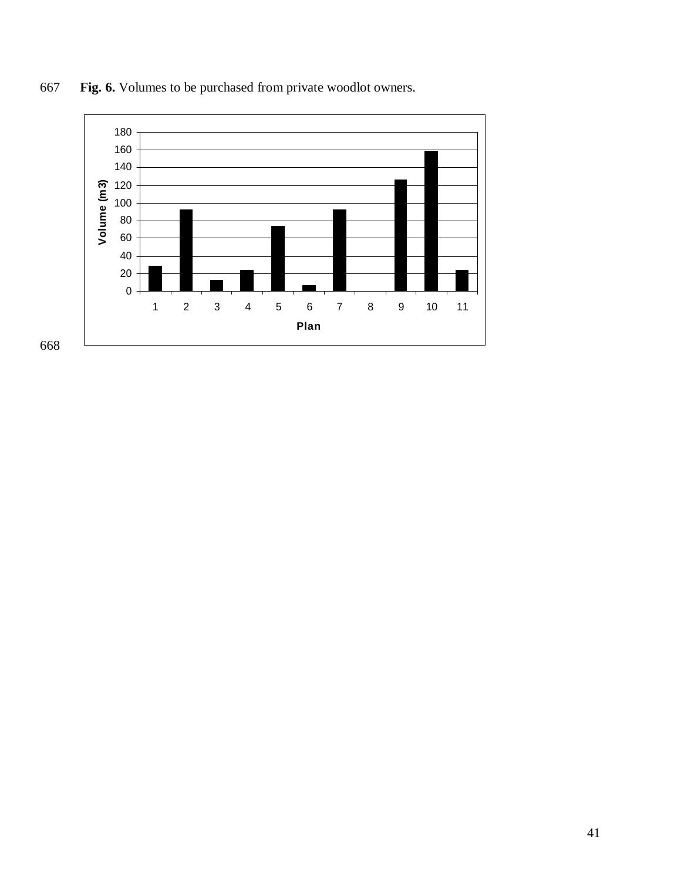**Fig. 6.** Volumes to be purchased from private woodlot owners.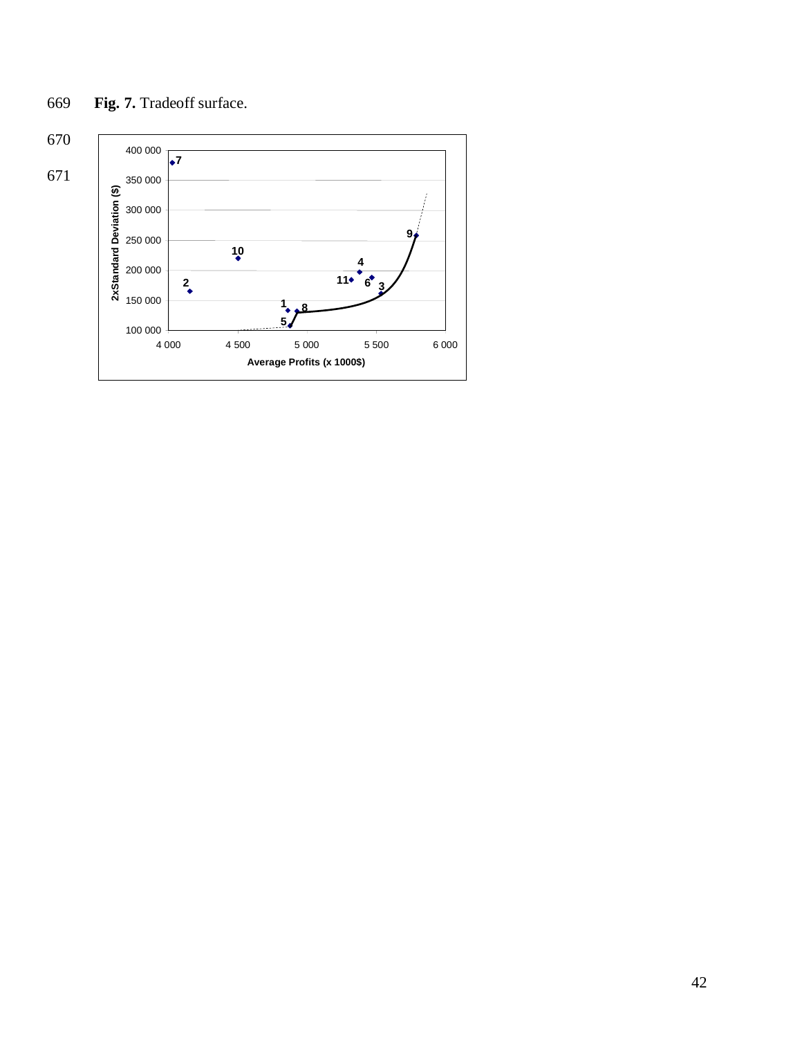**Fig. 7.** Tradeoff surface.

400 000
350 000
300 000
250 000
200 000
150 000
100 000

2xStandard Deviation ($)

4 000
4 500
5 000
5 500
6 000

Average Profits (x 1000$)

7
10
2
1
8
5
11
4
6
3
9